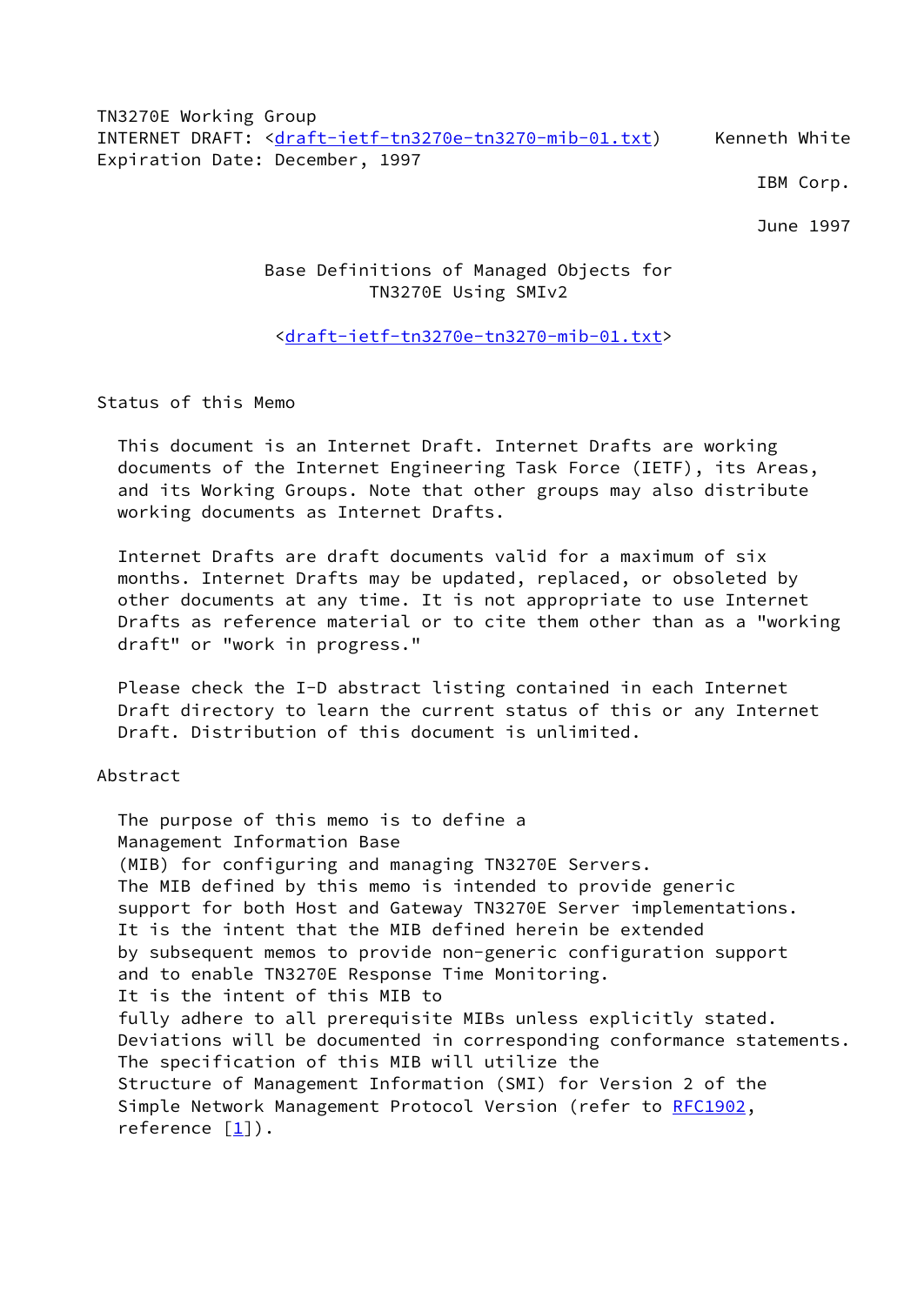TN3270E Working Group
INTERNET DRAFT: <draft-ietf-tn3270e-tn3270-mib-01.txt>     Kenneth White
Expiration Date: December, 1997

IBM Corp.

June 1997

# Base Definitions of Managed Objects for TN3270E Using SMIv2

<draft-ietf-tn3270e-tn3270-mib-01.txt>

## Status of this Memo

This document is an Internet Draft. Internet Drafts are working documents of the Internet Engineering Task Force (IETF), its Areas, and its Working Groups. Note that other groups may also distribute working documents as Internet Drafts.

Internet Drafts are draft documents valid for a maximum of six months. Internet Drafts may be updated, replaced, or obsoleted by other documents at any time. It is not appropriate to use Internet Drafts as reference material or to cite them other than as a "working draft" or "work in progress."

Please check the I-D abstract listing contained in each Internet Draft directory to learn the current status of this or any Internet Draft. Distribution of this document is unlimited.

## Abstract

The purpose of this memo is to define a Management Information Base (MIB) for configuring and managing TN3270E Servers. The MIB defined by this memo is intended to provide generic support for both Host and Gateway TN3270E Server implementations. It is the intent that the MIB defined herein be extended by subsequent memos to provide non-generic configuration support and to enable TN3270E Response Time Monitoring. It is the intent of this MIB to fully adhere to all prerequisite MIBs unless explicitly stated. Deviations will be documented in corresponding conformance statements. The specification of this MIB will utilize the Structure of Management Information (SMI) for Version 2 of the Simple Network Management Protocol Version (refer to RFC1902, reference [1]).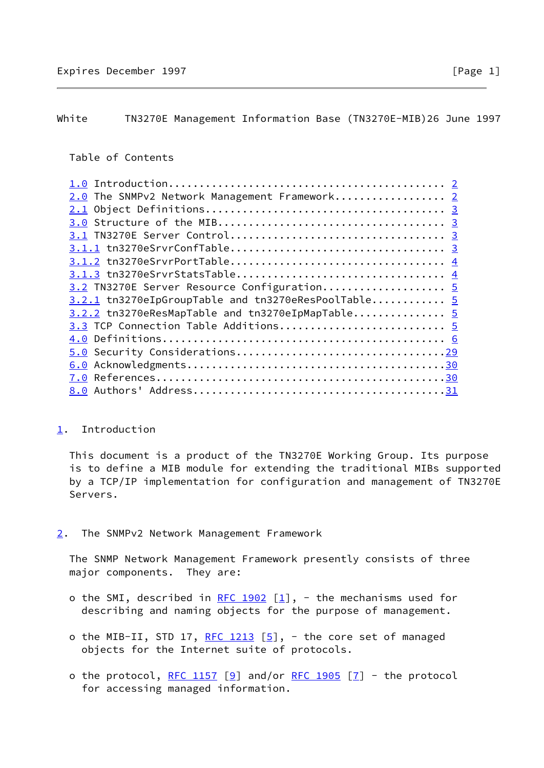Table of Contents

1.0 Introduction............................................ 2
2.0 The SNMPv2 Network Management Framework.................. 2
2.1 Object Definitions...................................... 3
3.0 Structure of the MIB.................................... 3
3.1 TN3270E Server Control.................................. 3
3.1.1 tn3270eSrvrConfTable.................................. 3
3.1.2 tn3270eSrvrPortTable.................................. 4
3.1.3 tn3270eSrvrStatsTable................................. 4
3.2 TN3270E Server Resource Configuration................... 5
3.2.1 tn3270eIpGroupTable and tn3270eResPoolTable............ 5
3.2.2 tn3270eResMapTable and tn3270eIpMapTable............... 5
3.3 TCP Connection Table Additions.......................... 5
4.0 Definitions............................................. 6
5.0 Security Considerations.................................29
6.0 Acknowledgments.........................................30
7.0 References..............................................30
8.0 Authors' Address........................................31

## 1. Introduction

This document is a product of the TN3270E Working Group. Its purpose is to define a MIB module for extending the traditional MIBs supported by a TCP/IP implementation for configuration and management of TN3270E Servers.

## 2. The SNMPv2 Network Management Framework

The SNMP Network Management Framework presently consists of three major components. They are:

- o the SMI, described in RFC 1902 [1], - the mechanisms used for describing and naming objects for the purpose of management.

- o the MIB-II, STD 17, RFC 1213 [5], - the core set of managed objects for the Internet suite of protocols.

- o the protocol, RFC 1157 [9] and/or RFC 1905 [7] - the protocol for accessing managed information.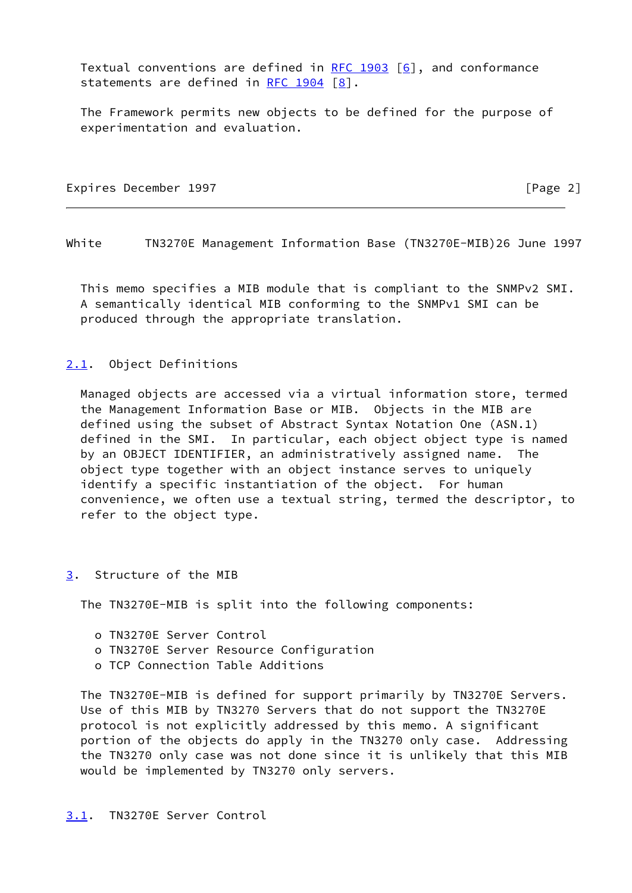Textual conventions are defined in RFC 1903 [6], and conformance statements are defined in RFC 1904 [8].

The Framework permits new objects to be defined for the purpose of experimentation and evaluation.

This memo specifies a MIB module that is compliant to the SNMPv2 SMI. A semantically identical MIB conforming to the SNMPv1 SMI can be produced through the appropriate translation.

### 2.1. Object Definitions

Managed objects are accessed via a virtual information store, termed the Management Information Base or MIB. Objects in the MIB are defined using the subset of Abstract Syntax Notation One (ASN.1) defined in the SMI. In particular, each object object type is named by an OBJECT IDENTIFIER, an administratively assigned name. The object type together with an object instance serves to uniquely identify a specific instantiation of the object. For human convenience, we often use a textual string, termed the descriptor, to refer to the object type.

## 3. Structure of the MIB

The TN3270E-MIB is split into the following components:

- TN3270E Server Control
- TN3270E Server Resource Configuration
- TCP Connection Table Additions

The TN3270E-MIB is defined for support primarily by TN3270E Servers. Use of this MIB by TN3270 Servers that do not support the TN3270E protocol is not explicitly addressed by this memo. A significant portion of the objects do apply in the TN3270 only case. Addressing the TN3270 only case was not done since it is unlikely that this MIB would be implemented by TN3270 only servers.

### 3.1. TN3270E Server Control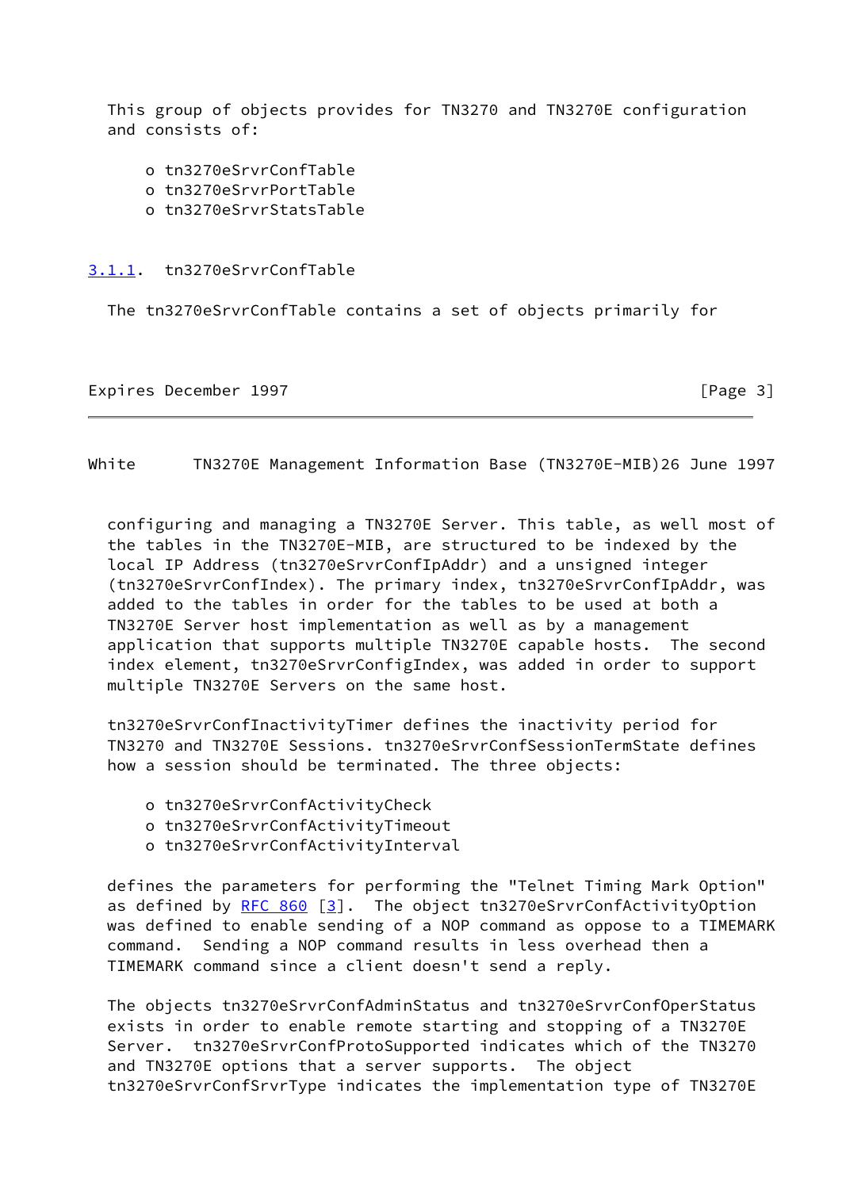This group of objects provides for TN3270 and TN3270E configuration and consists of:

- tn3270eSrvrConfTable
- tn3270eSrvrPortTable
- tn3270eSrvrStatsTable

### 3.1.1. tn3270eSrvrConfTable

The tn3270eSrvrConfTable contains a set of objects primarily for configuring and managing a TN3270E Server. This table, as well most of the tables in the TN3270E-MIB, are structured to be indexed by the local IP Address (tn3270eSrvrConfIpAddr) and a unsigned integer (tn3270eSrvrConfIndex). The primary index, tn3270eSrvrConfIpAddr, was added to the tables in order for the tables to be used at both a TN3270E Server host implementation as well as by a management application that supports multiple TN3270E capable hosts. The second index element, tn3270eSrvrConfigIndex, was added in order to support multiple TN3270E Servers on the same host.

tn3270eSrvrConfInactivityTimer defines the inactivity period for TN3270 and TN3270E Sessions. tn3270eSrvrConfSessionTermState defines how a session should be terminated. The three objects:

- tn3270eSrvrConfActivityCheck
- tn3270eSrvrConfActivityTimeout
- tn3270eSrvrConfActivityInterval

defines the parameters for performing the "Telnet Timing Mark Option" as defined by RFC 860 [3]. The object tn3270eSrvrConfActivityOption was defined to enable sending of a NOP command as oppose to a TIMEMARK command. Sending a NOP command results in less overhead then a TIMEMARK command since a client doesn't send a reply.

The objects tn3270eSrvrConfAdminStatus and tn3270eSrvrConfOperStatus exists in order to enable remote starting and stopping of a TN3270E Server. tn3270eSrvrConfProtoSupported indicates which of the TN3270 and TN3270E options that a server supports. The object tn3270eSrvrConfSrvrType indicates the implementation type of TN3270E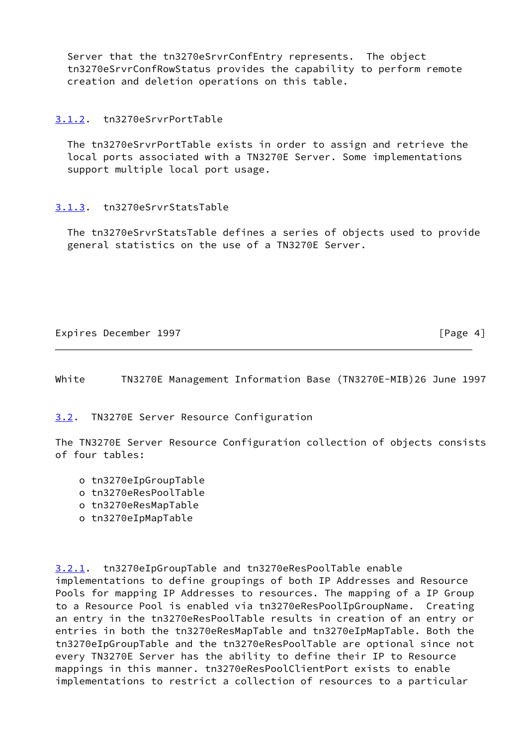Server that the tn3270eSrvrConfEntry represents. The object tn3270eSrvrConfRowStatus provides the capability to perform remote creation and deletion operations on this table.

#### 3.1.2. tn3270eSrvrPortTable

The tn3270eSrvrPortTable exists in order to assign and retrieve the local ports associated with a TN3270E Server. Some implementations support multiple local port usage.

#### 3.1.3. tn3270eSrvrStatsTable

The tn3270eSrvrStatsTable defines a series of objects used to provide general statistics on the use of a TN3270E Server.

### 3.2. TN3270E Server Resource Configuration

The TN3270E Server Resource Configuration collection of objects consists of four tables:

- tn3270eIpGroupTable
- tn3270eResPoolTable
- tn3270eResMapTable
- tn3270eIpMapTable

3.2.1. tn3270eIpGroupTable and tn3270eResPoolTable enable implementations to define groupings of both IP Addresses and Resource Pools for mapping IP Addresses to resources. The mapping of a IP Group to a Resource Pool is enabled via tn3270eResPoolIpGroupName. Creating an entry in the tn3270eResPoolTable results in creation of an entry or entries in both the tn3270eResMapTable and tn3270eIpMapTable. Both the tn3270eIpGroupTable and the tn3270eResPoolTable are optional since not every TN3270E Server has the ability to define their IP to Resource mappings in this manner. tn3270eResPoolClientPort exists to enable implementations to restrict a collection of resources to a particular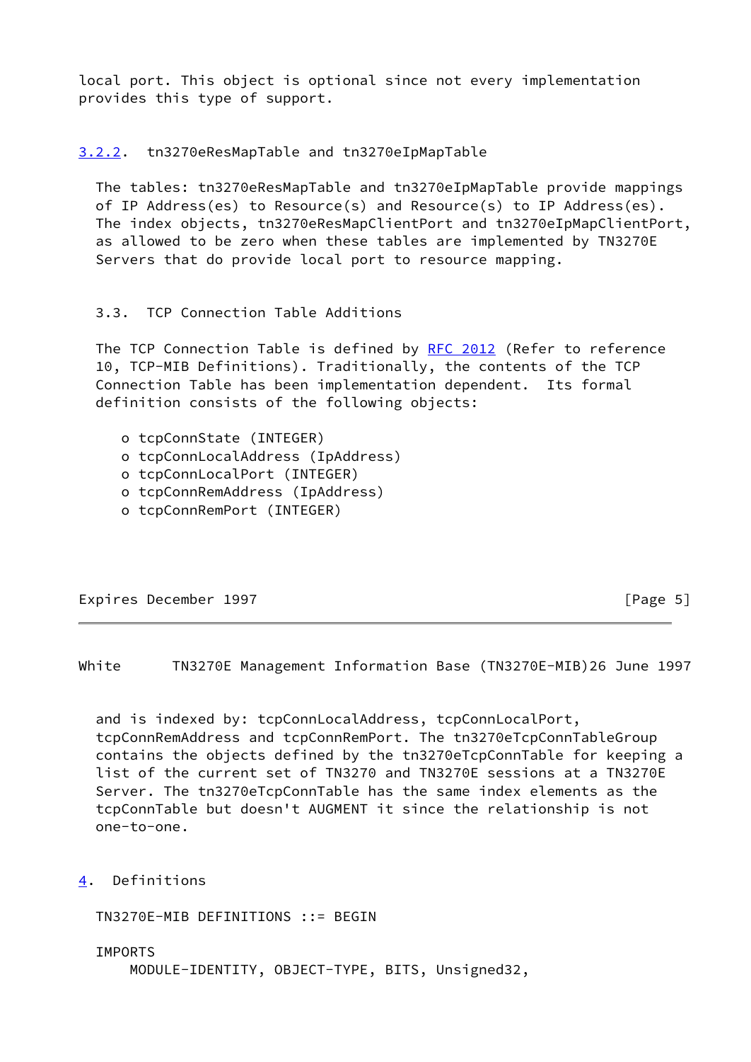local port. This object is optional since not every implementation provides this type of support.

### 3.2.2. tn3270eResMapTable and tn3270eIpMapTable

The tables: tn3270eResMapTable and tn3270eIpMapTable provide mappings of IP Address(es) to Resource(s) and Resource(s) to IP Address(es). The index objects, tn3270eResMapClientPort and tn3270eIpMapClientPort, as allowed to be zero when these tables are implemented by TN3270E Servers that do provide local port to resource mapping.

## 3.3. TCP Connection Table Additions

The TCP Connection Table is defined by RFC 2012 (Refer to reference 10, TCP-MIB Definitions). Traditionally, the contents of the TCP Connection Table has been implementation dependent. Its formal definition consists of the following objects:

- o tcpConnState (INTEGER)
- o tcpConnLocalAddress (IpAddress)
- o tcpConnLocalPort (INTEGER)
- o tcpConnRemAddress (IpAddress)
- o tcpConnRemPort (INTEGER)

and is indexed by: tcpConnLocalAddress, tcpConnLocalPort, tcpConnRemAddress and tcpConnRemPort. The tn3270eTcpConnTableGroup contains the objects defined by the tn3270eTcpConnTable for keeping a list of the current set of TN3270 and TN3270E sessions at a TN3270E Server. The tn3270eTcpConnTable has the same index elements as the tcpConnTable but doesn't AUGMENT it since the relationship is not one-to-one.

# 4. Definitions

```
TN3270E-MIB DEFINITIONS ::= BEGIN

IMPORTS
    MODULE-IDENTITY, OBJECT-TYPE, BITS, Unsigned32,
```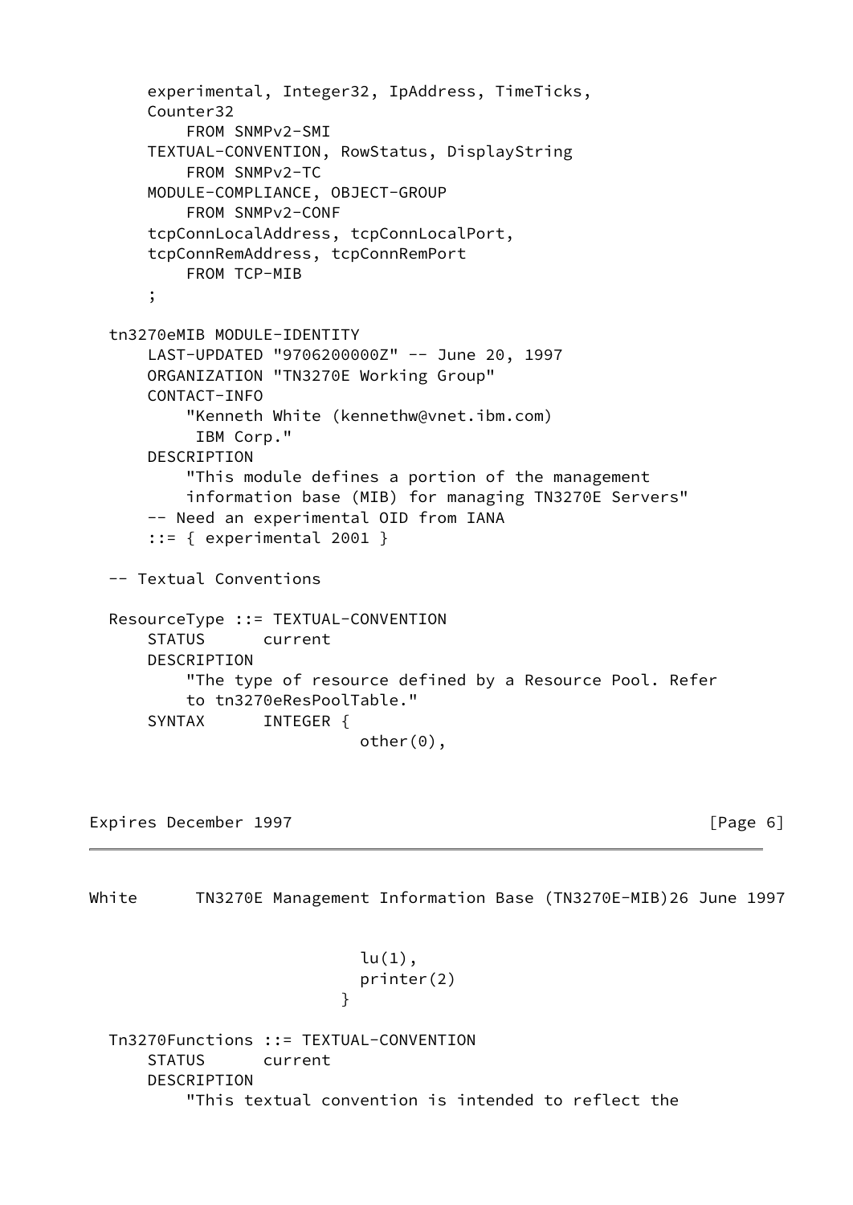```
    experimental, Integer32, IpAddress, TimeTicks,
    Counter32
        FROM SNMPv2-SMI
    TEXTUAL-CONVENTION, RowStatus, DisplayString
        FROM SNMPv2-TC
    MODULE-COMPLIANCE, OBJECT-GROUP
        FROM SNMPv2-CONF
    tcpConnLocalAddress, tcpConnLocalPort,
    tcpConnRemAddress, tcpConnRemPort
        FROM TCP-MIB
    ;

tn3270eMIB MODULE-IDENTITY
    LAST-UPDATED "9706200000Z" -- June 20, 1997
    ORGANIZATION "TN3270E Working Group"
    CONTACT-INFO
        "Kenneth White (kennethw@vnet.ibm.com)
         IBM Corp."
    DESCRIPTION
        "This module defines a portion of the management
        information base (MIB) for managing TN3270E Servers"
    -- Need an experimental OID from IANA
    ::= { experimental 2001 }

-- Textual Conventions

ResourceType ::= TEXTUAL-CONVENTION
    STATUS      current
    DESCRIPTION
        "The type of resource defined by a Resource Pool. Refer
        to tn3270eResPoolTable."
    SYNTAX      INTEGER {
                         other(0),
                         lu(1),
                         printer(2)
                       }

Tn3270Functions ::= TEXTUAL-CONVENTION
    STATUS      current
    DESCRIPTION
        "This textual convention is intended to reflect the
```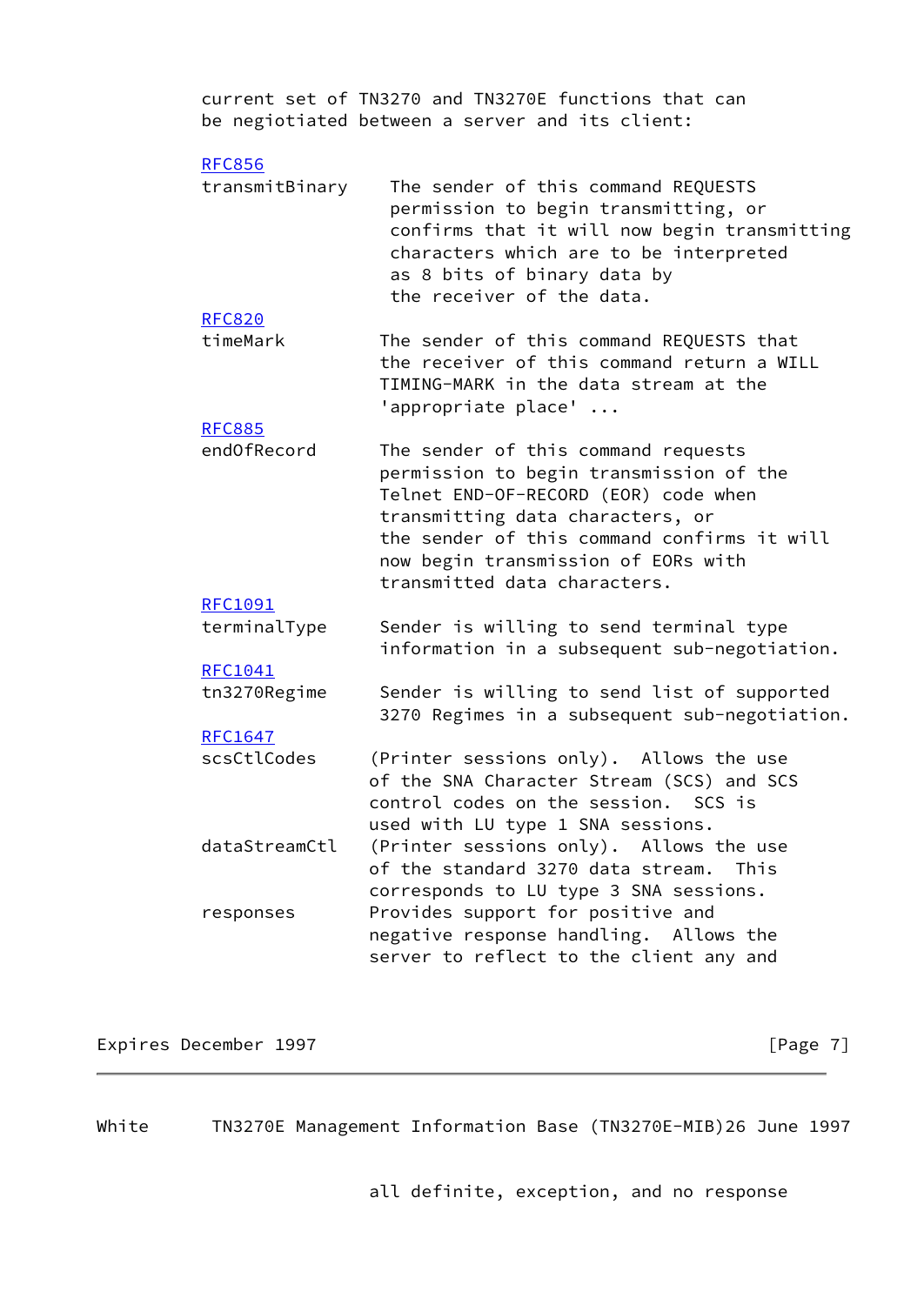current set of TN3270 and TN3270E functions that can be negiotiated between a server and its client:

RFC856
transmitBinary    The sender of this command REQUESTS permission to begin transmitting, or confirms that it will now begin transmitting characters which are to be interpreted as 8 bits of binary data by the receiver of the data.

RFC820
timeMark    The sender of this command REQUESTS that the receiver of this command return a WILL TIMING-MARK in the data stream at the 'appropriate place' ...

RFC885
endOfRecord    The sender of this command requests permission to begin transmission of the Telnet END-OF-RECORD (EOR) code when transmitting data characters, or the sender of this command confirms it will now begin transmission of EORs with transmitted data characters.

RFC1091
terminalType    Sender is willing to send terminal type information in a subsequent sub-negotiation.

RFC1041
tn3270Regime    Sender is willing to send list of supported 3270 Regimes in a subsequent sub-negotiation.

RFC1647
scsCtlCodes    (Printer sessions only). Allows the use of the SNA Character Stream (SCS) and SCS control codes on the session. SCS is used with LU type 1 SNA sessions.

dataStreamCtl    (Printer sessions only). Allows the use of the standard 3270 data stream. This corresponds to LU type 3 SNA sessions.

responses    Provides support for positive and negative response handling. Allows the server to reflect to the client any and all definite, exception, and no response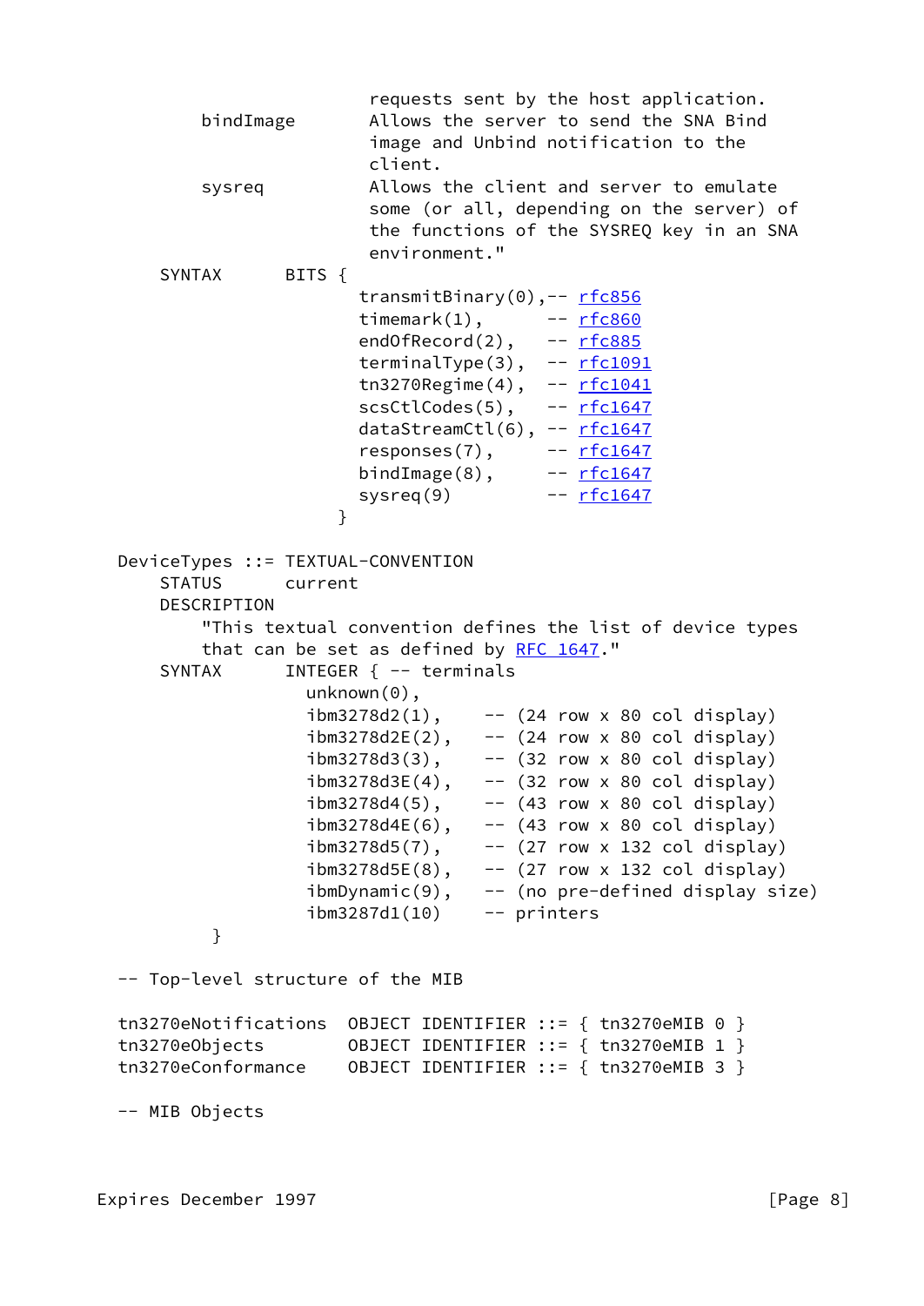```
                   requests sent by the host application.
    bindImage      Allows the server to send the SNA Bind
                   image and Unbind notification to the
                   client.
    sysreq         Allows the client and server to emulate
                   some (or all, depending on the server) of
                   the functions of the SYSREQ key in an SNA
                   environment."
SYNTAX      BITS {
                  transmitBinary(0),-- rfc856
                  timemark(1),      -- rfc860
                  endOfRecord(2),   -- rfc885
                  terminalType(3),  -- rfc1091
                  tn3270Regime(4),  -- rfc1041
                  scsCtlCodes(5),   -- rfc1647
                  dataStreamCtl(6), -- rfc1647
                  responses(7),     -- rfc1647
                  bindImage(8),     -- rfc1647
                  sysreq(9)         -- rfc1647
                }

DeviceTypes ::= TEXTUAL-CONVENTION
    STATUS      current
    DESCRIPTION
        "This textual convention defines the list of device types
        that can be set as defined by RFC 1647."
    SYNTAX      INTEGER { -- terminals
                  unknown(0),
                  ibm3278d2(1),    -- (24 row x 80 col display)
                  ibm3278d2E(2),   -- (24 row x 80 col display)
                  ibm3278d3(3),    -- (32 row x 80 col display)
                  ibm3278d3E(4),   -- (32 row x 80 col display)
                  ibm3278d4(5),    -- (43 row x 80 col display)
                  ibm3278d4E(6),   -- (43 row x 80 col display)
                  ibm3278d5(7),    -- (27 row x 132 col display)
                  ibm3278d5E(8),   -- (27 row x 132 col display)
                  ibmDynamic(9),   -- (no pre-defined display size)
                  ibm3287d1(10)    -- printers
         }

-- Top-level structure of the MIB

tn3270eNotifications  OBJECT IDENTIFIER ::= { tn3270eMIB 0 }
tn3270eObjects        OBJECT IDENTIFIER ::= { tn3270eMIB 1 }
tn3270eConformance    OBJECT IDENTIFIER ::= { tn3270eMIB 3 }

-- MIB Objects
```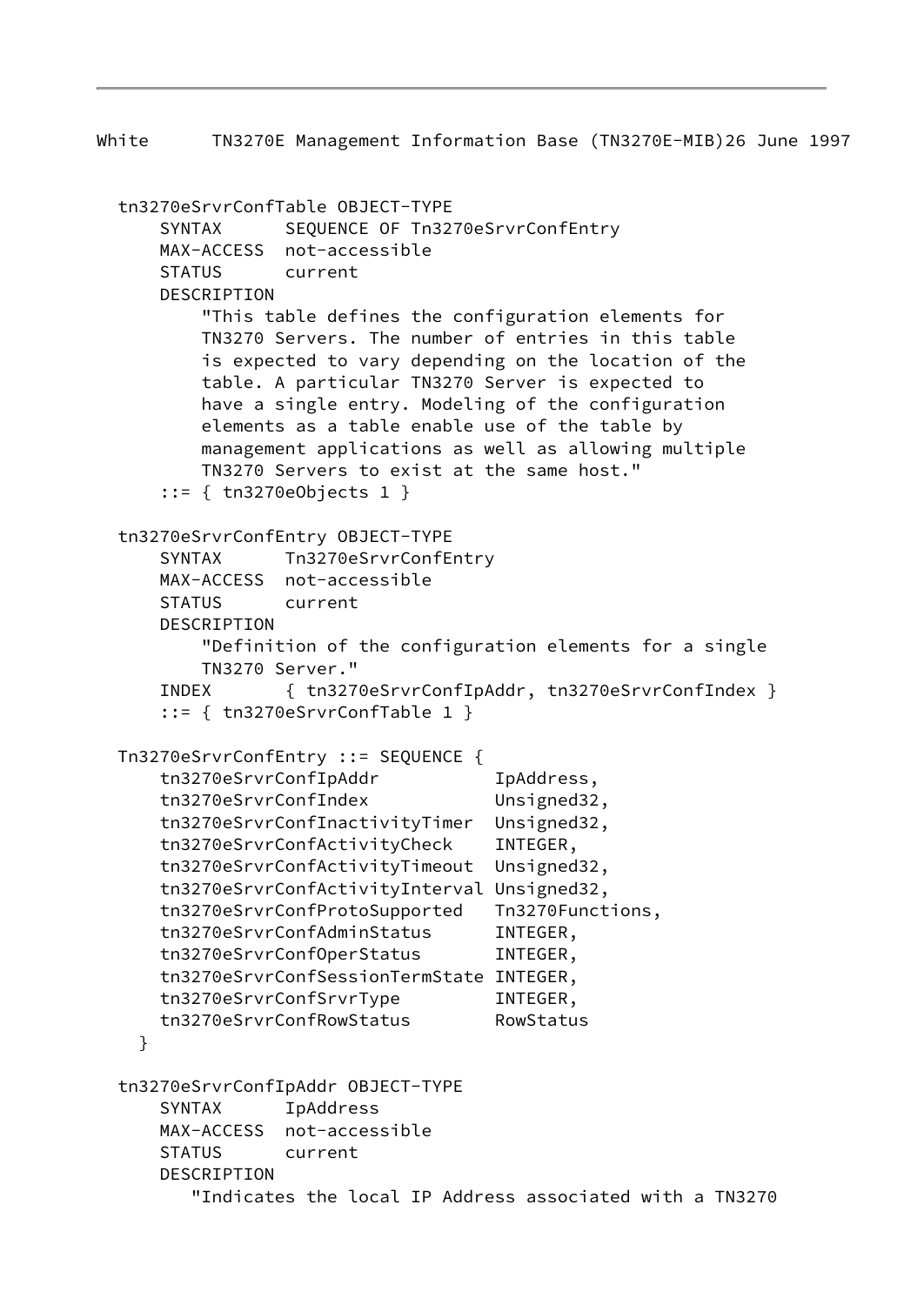```
  tn3270eSrvrConfTable OBJECT-TYPE
      SYNTAX      SEQUENCE OF Tn3270eSrvrConfEntry
      MAX-ACCESS  not-accessible
      STATUS      current
      DESCRIPTION
          "This table defines the configuration elements for
          TN3270 Servers. The number of entries in this table
          is expected to vary depending on the location of the
          table. A particular TN3270 Server is expected to
          have a single entry. Modeling of the configuration
          elements as a table enable use of the table by
          management applications as well as allowing multiple
          TN3270 Servers to exist at the same host."
      ::= { tn3270eObjects 1 }

  tn3270eSrvrConfEntry OBJECT-TYPE
      SYNTAX      Tn3270eSrvrConfEntry
      MAX-ACCESS  not-accessible
      STATUS      current
      DESCRIPTION
          "Definition of the configuration elements for a single
          TN3270 Server."
      INDEX       { tn3270eSrvrConfIpAddr, tn3270eSrvrConfIndex }
      ::= { tn3270eSrvrConfTable 1 }

  Tn3270eSrvrConfEntry ::= SEQUENCE {
      tn3270eSrvrConfIpAddr           IpAddress,
      tn3270eSrvrConfIndex            Unsigned32,
      tn3270eSrvrConfInactivityTimer  Unsigned32,
      tn3270eSrvrConfActivityCheck    INTEGER,
      tn3270eSrvrConfActivityTimeout  Unsigned32,
      tn3270eSrvrConfActivityInterval Unsigned32,
      tn3270eSrvrConfProtoSupported   Tn3270Functions,
      tn3270eSrvrConfAdminStatus      INTEGER,
      tn3270eSrvrConfOperStatus       INTEGER,
      tn3270eSrvrConfSessionTermState INTEGER,
      tn3270eSrvrConfSrvrType         INTEGER,
      tn3270eSrvrConfRowStatus        RowStatus
    }

  tn3270eSrvrConfIpAddr OBJECT-TYPE
      SYNTAX      IpAddress
      MAX-ACCESS  not-accessible
      STATUS      current
      DESCRIPTION
         "Indicates the local IP Address associated with a TN3270
```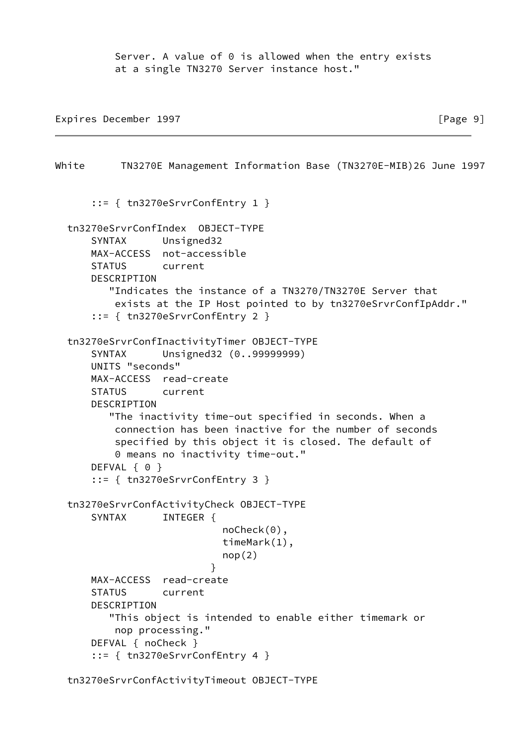```
          Server. A value of 0 is allowed when the entry exists
          at a single TN3270 Server instance host."
```

```
      ::= { tn3270eSrvrConfEntry 1 }

  tn3270eSrvrConfIndex  OBJECT-TYPE
      SYNTAX      Unsigned32
      MAX-ACCESS  not-accessible
      STATUS      current
      DESCRIPTION
         "Indicates the instance of a TN3270/TN3270E Server that
          exists at the IP Host pointed to by tn3270eSrvrConfIpAddr."
      ::= { tn3270eSrvrConfEntry 2 }

  tn3270eSrvrConfInactivityTimer OBJECT-TYPE
      SYNTAX      Unsigned32 (0..99999999)
      UNITS "seconds"
      MAX-ACCESS  read-create
      STATUS      current
      DESCRIPTION
         "The inactivity time-out specified in seconds. When a
          connection has been inactive for the number of seconds
          specified by this object it is closed. The default of
          0 means no inactivity time-out."
      DEFVAL { 0 }
      ::= { tn3270eSrvrConfEntry 3 }

  tn3270eSrvrConfActivityCheck OBJECT-TYPE
      SYNTAX      INTEGER {
                        noCheck(0),
                        timeMark(1),
                        nop(2)
                      }
      MAX-ACCESS  read-create
      STATUS      current
      DESCRIPTION
         "This object is intended to enable either timemark or
          nop processing."
      DEFVAL { noCheck }
      ::= { tn3270eSrvrConfEntry 4 }

  tn3270eSrvrConfActivityTimeout OBJECT-TYPE
```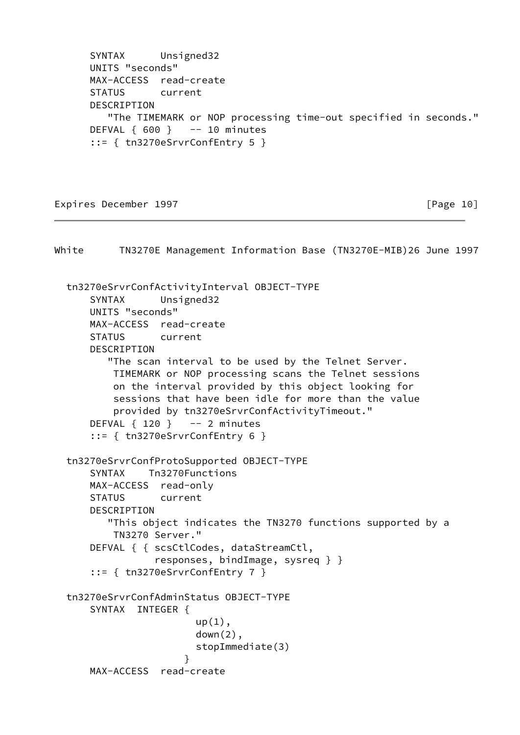```
       SYNTAX      Unsigned32
       UNITS "seconds"
       MAX-ACCESS  read-create
       STATUS      current
       DESCRIPTION
          "The TIMEMARK or NOP processing time-out specified in seconds."
       DEFVAL { 600 }   -- 10 minutes
       ::= { tn3270eSrvrConfEntry 5 }
```

```
   tn3270eSrvrConfActivityInterval OBJECT-TYPE
       SYNTAX      Unsigned32
       UNITS "seconds"
       MAX-ACCESS  read-create
       STATUS      current
       DESCRIPTION
          "The scan interval to be used by the Telnet Server.
           TIMEMARK or NOP processing scans the Telnet sessions
           on the interval provided by this object looking for
           sessions that have been idle for more than the value
           provided by tn3270eSrvrConfActivityTimeout."
       DEFVAL { 120 }   -- 2 minutes
       ::= { tn3270eSrvrConfEntry 6 }

   tn3270eSrvrConfProtoSupported OBJECT-TYPE
       SYNTAX    Tn3270Functions
       MAX-ACCESS  read-only
       STATUS      current
       DESCRIPTION
          "This object indicates the TN3270 functions supported by a
           TN3270 Server."
       DEFVAL { { scsCtlCodes, dataStreamCtl,
                  responses, bindImage, sysreq } }
       ::= { tn3270eSrvrConfEntry 7 }

   tn3270eSrvrConfAdminStatus OBJECT-TYPE
       SYNTAX  INTEGER {
                         up(1),
                         down(2),
                         stopImmediate(3)
                       }
       MAX-ACCESS  read-create
```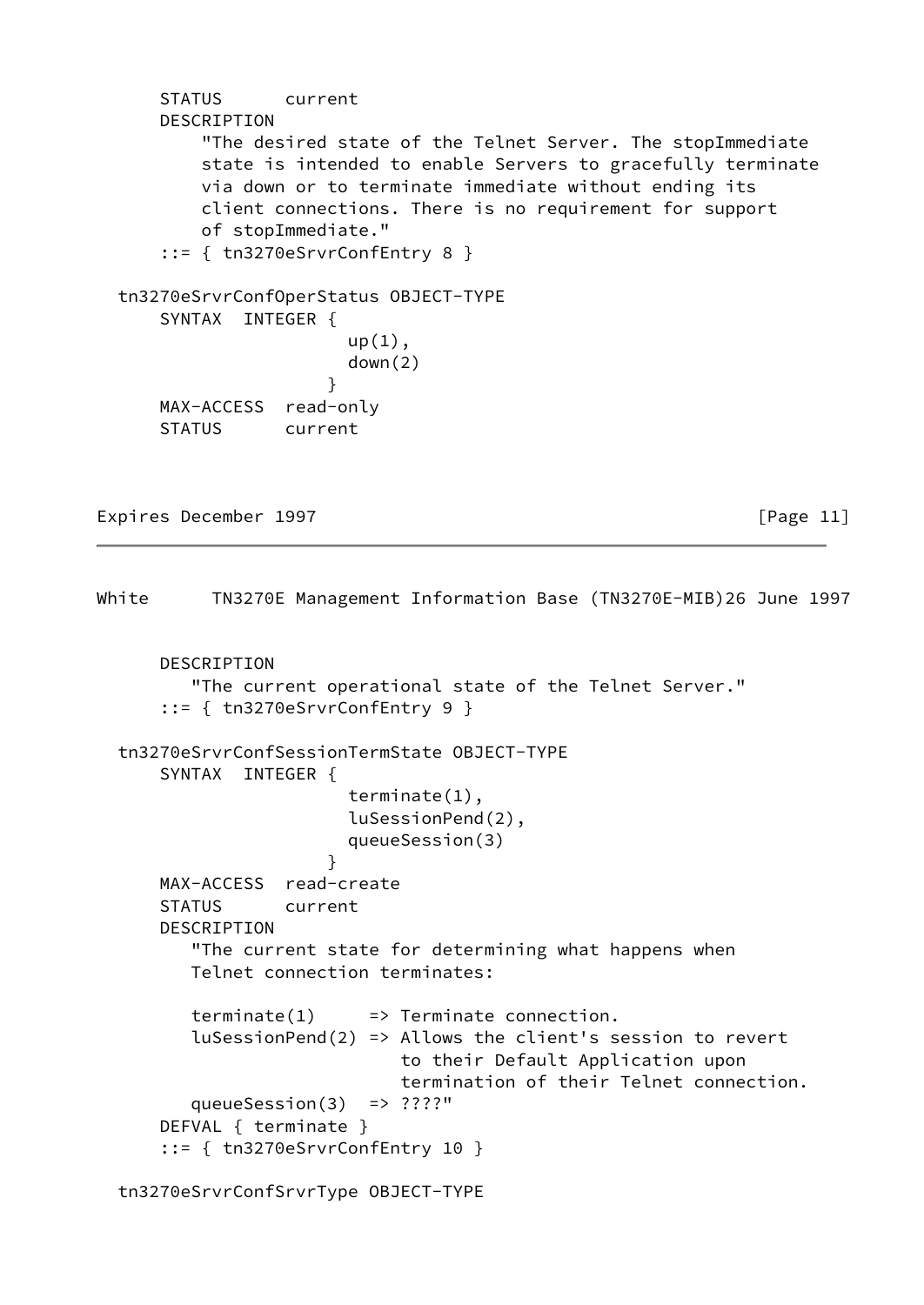```
      STATUS      current
      DESCRIPTION
          "The desired state of the Telnet Server. The stopImmediate
          state is intended to enable Servers to gracefully terminate
          via down or to terminate immediate without ending its
          client connections. There is no requirement for support
          of stopImmediate."
      ::= { tn3270eSrvrConfEntry 8 }

  tn3270eSrvrConfOperStatus OBJECT-TYPE
      SYNTAX  INTEGER {
                        up(1),
                        down(2)
                      }
      MAX-ACCESS  read-only
      STATUS      current
```

```
      DESCRIPTION
         "The current operational state of the Telnet Server."
      ::= { tn3270eSrvrConfEntry 9 }

  tn3270eSrvrConfSessionTermState OBJECT-TYPE
      SYNTAX  INTEGER {
                        terminate(1),
                        luSessionPend(2),
                        queueSession(3)
                      }
      MAX-ACCESS  read-create
      STATUS      current
      DESCRIPTION
         "The current state for determining what happens when
         Telnet connection terminates:

         terminate(1)      => Terminate connection.
         luSessionPend(2) => Allows the client's session to revert
                             to their Default Application upon
                             termination of their Telnet connection.
         queueSession(3)  => ????"
      DEFVAL { terminate }
      ::= { tn3270eSrvrConfEntry 10 }

  tn3270eSrvrConfSrvrType OBJECT-TYPE
```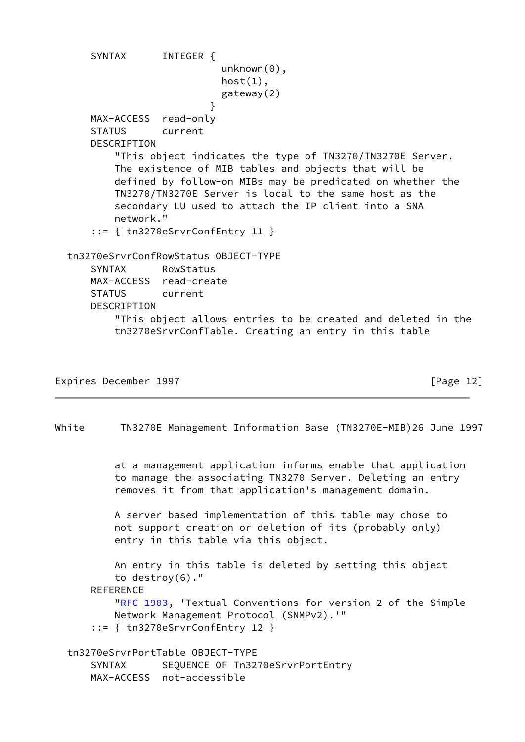```
      SYNTAX      INTEGER {
                          unknown(0),
                          host(1),
                          gateway(2)
                        }
      MAX-ACCESS  read-only
      STATUS      current
      DESCRIPTION
          "This object indicates the type of TN3270/TN3270E Server.
          The existence of MIB tables and objects that will be
          defined by follow-on MIBs may be predicated on whether the
          TN3270/TN3270E Server is local to the same host as the
          secondary LU used to attach the IP client into a SNA
          network."
      ::= { tn3270eSrvrConfEntry 11 }

  tn3270eSrvrConfRowStatus OBJECT-TYPE
      SYNTAX      RowStatus
      MAX-ACCESS  read-create
      STATUS      current
      DESCRIPTION
          "This object allows entries to be created and deleted in the
          tn3270eSrvrConfTable. Creating an entry in this table
          at a management application informs enable that application
          to manage the associating TN3270 Server. Deleting an entry
          removes it from that application's management domain.

          A server based implementation of this table may chose to
          not support creation or deletion of its (probably only)
          entry in this table via this object.

          An entry in this table is deleted by setting this object
          to destroy(6)."
      REFERENCE
          "RFC 1903, 'Textual Conventions for version 2 of the Simple
          Network Management Protocol (SNMPv2).'"
      ::= { tn3270eSrvrConfEntry 12 }

  tn3270eSrvrPortTable OBJECT-TYPE
      SYNTAX      SEQUENCE OF Tn3270eSrvrPortEntry
      MAX-ACCESS  not-accessible
```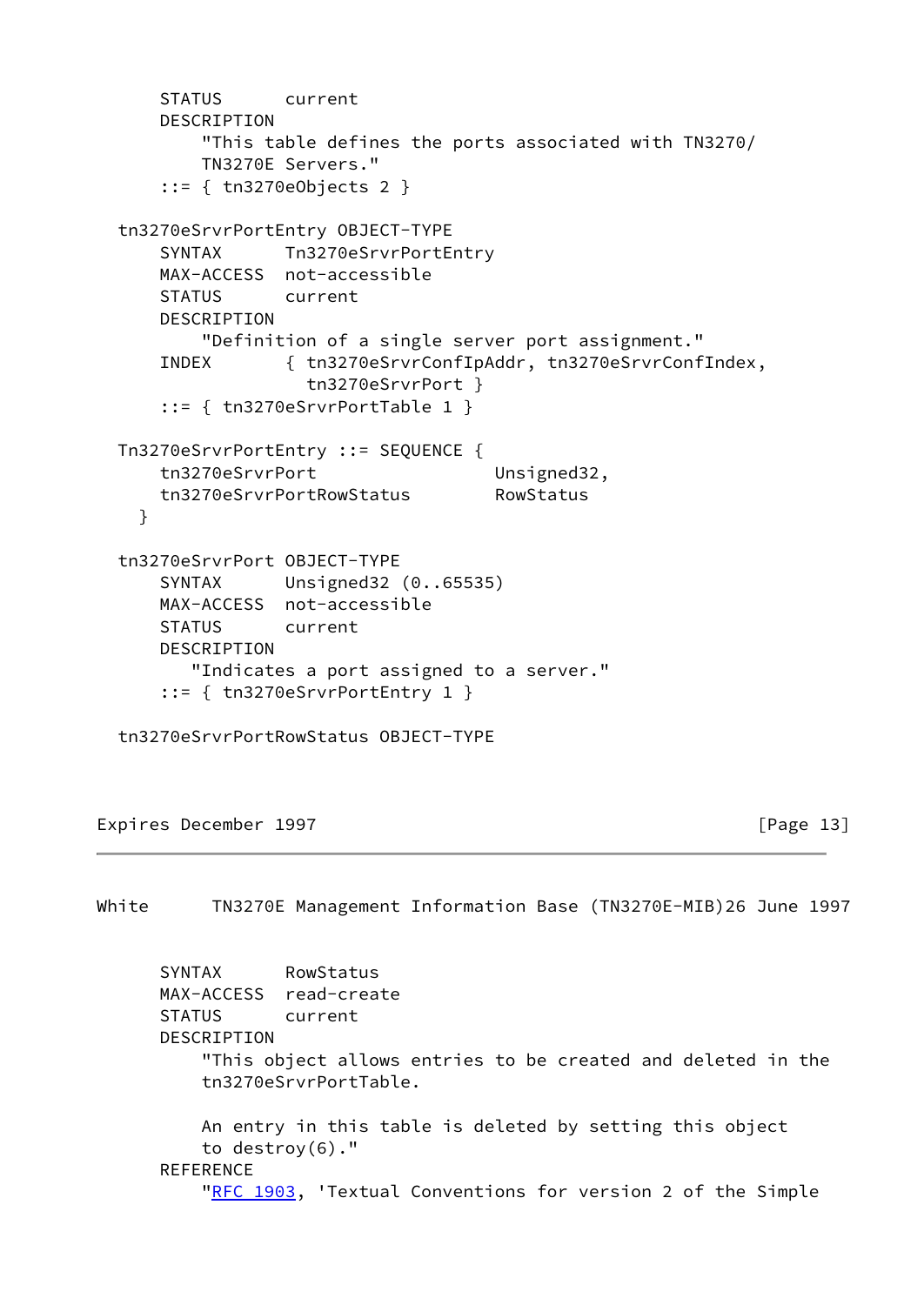```
      STATUS      current
      DESCRIPTION
          "This table defines the ports associated with TN3270/
          TN3270E Servers."
      ::= { tn3270eObjects 2 }

  tn3270eSrvrPortEntry OBJECT-TYPE
      SYNTAX      Tn3270eSrvrPortEntry
      MAX-ACCESS  not-accessible
      STATUS      current
      DESCRIPTION
          "Definition of a single server port assignment."
      INDEX       { tn3270eSrvrConfIpAddr, tn3270eSrvrConfIndex,
                    tn3270eSrvrPort }
      ::= { tn3270eSrvrPortTable 1 }

  Tn3270eSrvrPortEntry ::= SEQUENCE {
      tn3270eSrvrPort                 Unsigned32,
      tn3270eSrvrPortRowStatus        RowStatus
    }

  tn3270eSrvrPort OBJECT-TYPE
      SYNTAX      Unsigned32 (0..65535)
      MAX-ACCESS  not-accessible
      STATUS      current
      DESCRIPTION
         "Indicates a port assigned to a server."
      ::= { tn3270eSrvrPortEntry 1 }

  tn3270eSrvrPortRowStatus OBJECT-TYPE
      SYNTAX      RowStatus
      MAX-ACCESS  read-create
      STATUS      current
      DESCRIPTION
          "This object allows entries to be created and deleted in the
          tn3270eSrvrPortTable.

          An entry in this table is deleted by setting this object
          to destroy(6)."
      REFERENCE
          "RFC 1903, 'Textual Conventions for version 2 of the Simple
```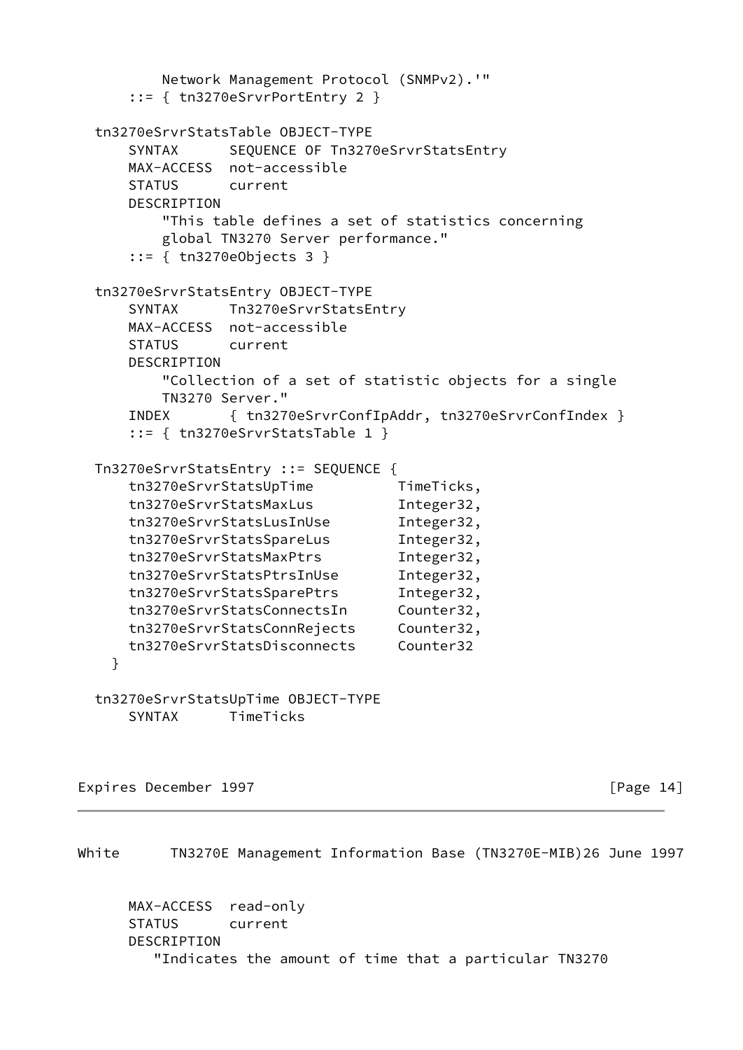```
          Network Management Protocol (SNMPv2).'"
      ::= { tn3270eSrvrPortEntry 2 }

  tn3270eSrvrStatsTable OBJECT-TYPE
      SYNTAX      SEQUENCE OF Tn3270eSrvrStatsEntry
      MAX-ACCESS  not-accessible
      STATUS      current
      DESCRIPTION
          "This table defines a set of statistics concerning
          global TN3270 Server performance."
      ::= { tn3270eObjects 3 }

  tn3270eSrvrStatsEntry OBJECT-TYPE
      SYNTAX      Tn3270eSrvrStatsEntry
      MAX-ACCESS  not-accessible
      STATUS      current
      DESCRIPTION
          "Collection of a set of statistic objects for a single
          TN3270 Server."
      INDEX       { tn3270eSrvrConfIpAddr, tn3270eSrvrConfIndex }
      ::= { tn3270eSrvrStatsTable 1 }

  Tn3270eSrvrStatsEntry ::= SEQUENCE {
      tn3270eSrvrStatsUpTime          TimeTicks,
      tn3270eSrvrStatsMaxLus          Integer32,
      tn3270eSrvrStatsLusInUse        Integer32,
      tn3270eSrvrStatsSpareLus        Integer32,
      tn3270eSrvrStatsMaxPtrs         Integer32,
      tn3270eSrvrStatsPtrsInUse       Integer32,
      tn3270eSrvrStatsSparePtrs       Integer32,
      tn3270eSrvrStatsConnectsIn      Counter32,
      tn3270eSrvrStatsConnRejects     Counter32,
      tn3270eSrvrStatsDisconnects     Counter32
    }

  tn3270eSrvrStatsUpTime OBJECT-TYPE
      SYNTAX      TimeTicks
      MAX-ACCESS  read-only
      STATUS      current
      DESCRIPTION
         "Indicates the amount of time that a particular TN3270
```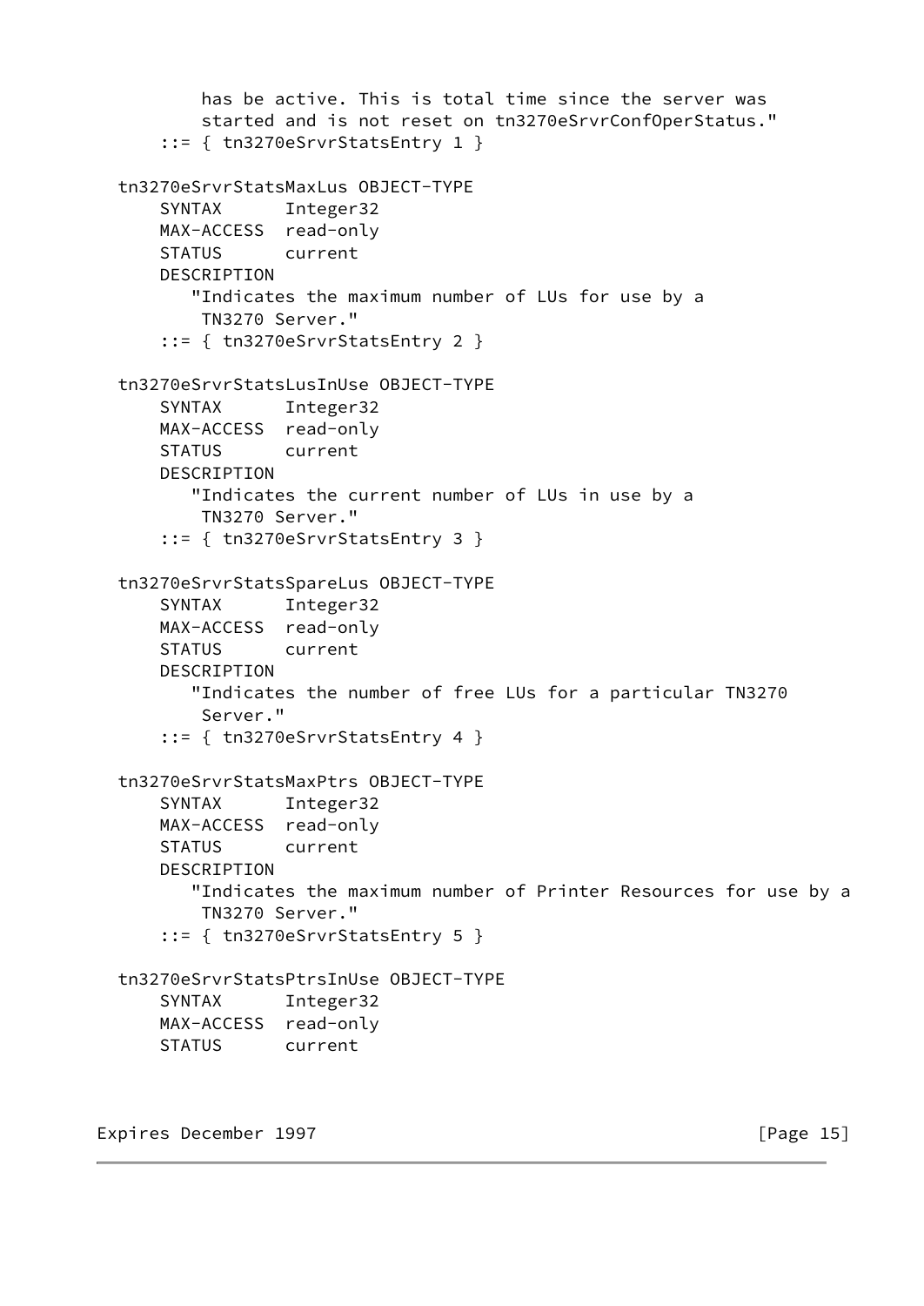```
         has be active. This is total time since the server was
         started and is not reset on tn3270eSrvrConfOperStatus."
     ::= { tn3270eSrvrStatsEntry 1 }

 tn3270eSrvrStatsMaxLus OBJECT-TYPE
     SYNTAX      Integer32
     MAX-ACCESS  read-only
     STATUS      current
     DESCRIPTION
        "Indicates the maximum number of LUs for use by a
         TN3270 Server."
     ::= { tn3270eSrvrStatsEntry 2 }

 tn3270eSrvrStatsLusInUse OBJECT-TYPE
     SYNTAX      Integer32
     MAX-ACCESS  read-only
     STATUS      current
     DESCRIPTION
        "Indicates the current number of LUs in use by a
         TN3270 Server."
     ::= { tn3270eSrvrStatsEntry 3 }

 tn3270eSrvrStatsSpareLus OBJECT-TYPE
     SYNTAX      Integer32
     MAX-ACCESS  read-only
     STATUS      current
     DESCRIPTION
        "Indicates the number of free LUs for a particular TN3270
         Server."
     ::= { tn3270eSrvrStatsEntry 4 }

 tn3270eSrvrStatsMaxPtrs OBJECT-TYPE
     SYNTAX      Integer32
     MAX-ACCESS  read-only
     STATUS      current
     DESCRIPTION
        "Indicates the maximum number of Printer Resources for use by a
         TN3270 Server."
     ::= { tn3270eSrvrStatsEntry 5 }

 tn3270eSrvrStatsPtrsInUse OBJECT-TYPE
     SYNTAX      Integer32
     MAX-ACCESS  read-only
     STATUS      current
```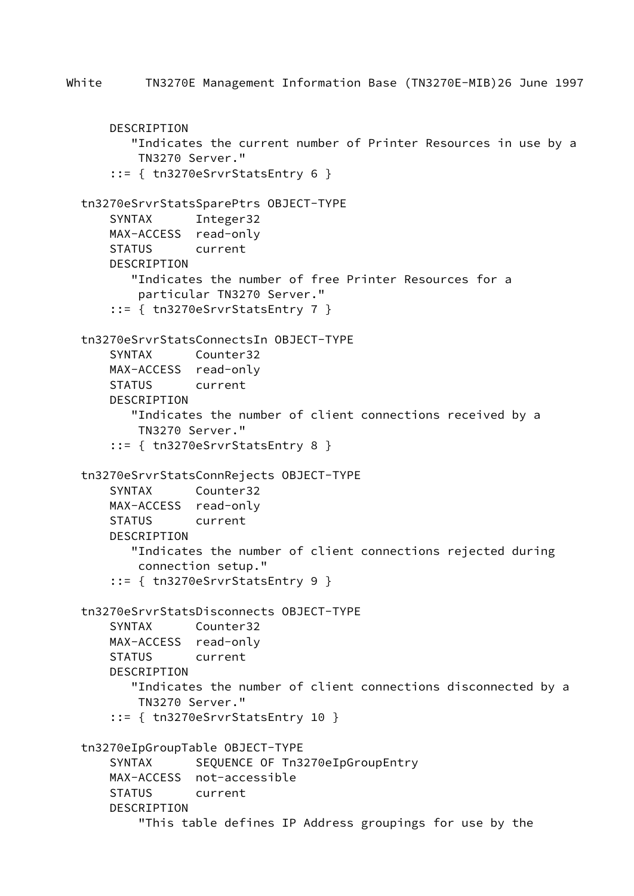```
       DESCRIPTION
          "Indicates the current number of Printer Resources in use by a
           TN3270 Server."
       ::= { tn3270eSrvrStatsEntry 6 }

   tn3270eSrvrStatsSparePtrs OBJECT-TYPE
       SYNTAX      Integer32
       MAX-ACCESS  read-only
       STATUS      current
       DESCRIPTION
          "Indicates the number of free Printer Resources for a
           particular TN3270 Server."
       ::= { tn3270eSrvrStatsEntry 7 }

   tn3270eSrvrStatsConnectsIn OBJECT-TYPE
       SYNTAX      Counter32
       MAX-ACCESS  read-only
       STATUS      current
       DESCRIPTION
          "Indicates the number of client connections received by a
           TN3270 Server."
       ::= { tn3270eSrvrStatsEntry 8 }

   tn3270eSrvrStatsConnRejects OBJECT-TYPE
       SYNTAX      Counter32
       MAX-ACCESS  read-only
       STATUS      current
       DESCRIPTION
          "Indicates the number of client connections rejected during
           connection setup."
       ::= { tn3270eSrvrStatsEntry 9 }

   tn3270eSrvrStatsDisconnects OBJECT-TYPE
       SYNTAX      Counter32
       MAX-ACCESS  read-only
       STATUS      current
       DESCRIPTION
          "Indicates the number of client connections disconnected by a
           TN3270 Server."
       ::= { tn3270eSrvrStatsEntry 10 }

   tn3270eIpGroupTable OBJECT-TYPE
       SYNTAX      SEQUENCE OF Tn3270eIpGroupEntry
       MAX-ACCESS  not-accessible
       STATUS      current
       DESCRIPTION
           "This table defines IP Address groupings for use by the
```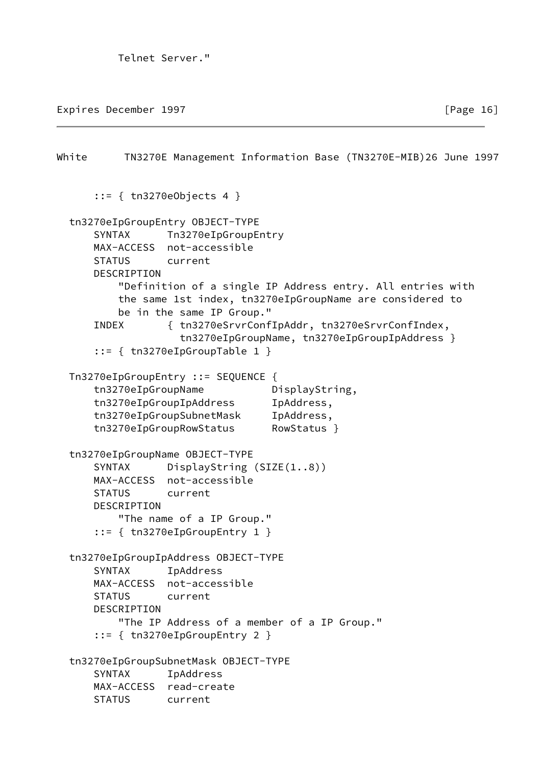```
          Telnet Server."
```

```
      ::= { tn3270eObjects 4 }

  tn3270eIpGroupEntry OBJECT-TYPE
      SYNTAX      Tn3270eIpGroupEntry
      MAX-ACCESS  not-accessible
      STATUS      current
      DESCRIPTION
          "Definition of a single IP Address entry. All entries with
          the same 1st index, tn3270eIpGroupName are considered to
          be in the same IP Group."
      INDEX       { tn3270eSrvrConfIpAddr, tn3270eSrvrConfIndex,
                    tn3270eIpGroupName, tn3270eIpGroupIpAddress }
      ::= { tn3270eIpGroupTable 1 }

  Tn3270eIpGroupEntry ::= SEQUENCE {
      tn3270eIpGroupName           DisplayString,
      tn3270eIpGroupIpAddress      IpAddress,
      tn3270eIpGroupSubnetMask     IpAddress,
      tn3270eIpGroupRowStatus      RowStatus }

  tn3270eIpGroupName OBJECT-TYPE
      SYNTAX      DisplayString (SIZE(1..8))
      MAX-ACCESS  not-accessible
      STATUS      current
      DESCRIPTION
          "The name of a IP Group."
      ::= { tn3270eIpGroupEntry 1 }

  tn3270eIpGroupIpAddress OBJECT-TYPE
      SYNTAX      IpAddress
      MAX-ACCESS  not-accessible
      STATUS      current
      DESCRIPTION
          "The IP Address of a member of a IP Group."
      ::= { tn3270eIpGroupEntry 2 }

  tn3270eIpGroupSubnetMask OBJECT-TYPE
      SYNTAX      IpAddress
      MAX-ACCESS  read-create
      STATUS      current
```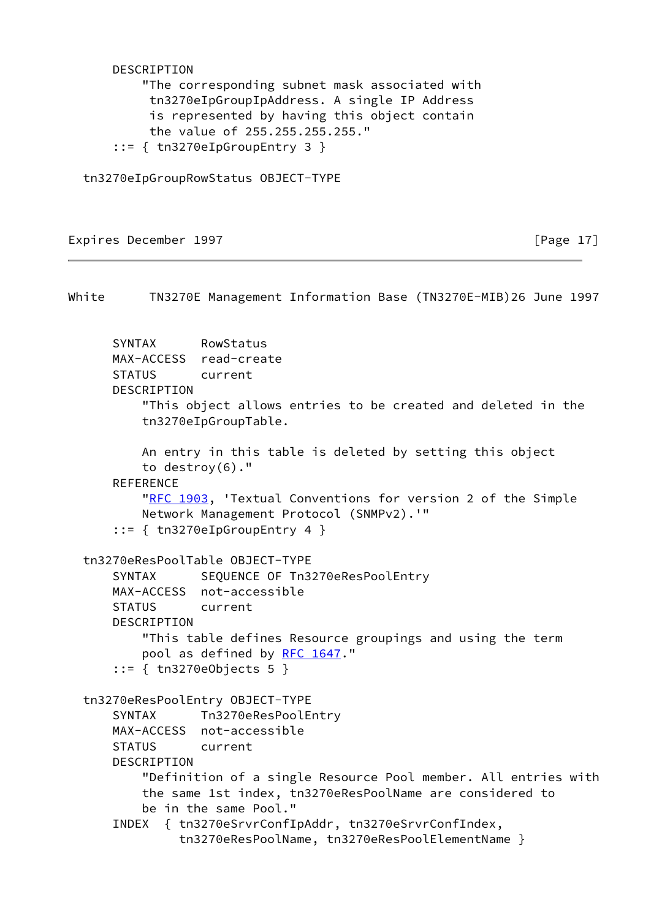```
        DESCRIPTION
            "The corresponding subnet mask associated with
             tn3270eIpGroupIpAddress. A single IP Address
             is represented by having this object contain
             the value of 255.255.255.255."
        ::= { tn3270eIpGroupEntry 3 }

    tn3270eIpGroupRowStatus OBJECT-TYPE
        SYNTAX      RowStatus
        MAX-ACCESS  read-create
        STATUS      current
        DESCRIPTION
            "This object allows entries to be created and deleted in the
            tn3270eIpGroupTable.

            An entry in this table is deleted by setting this object
            to destroy(6)."
        REFERENCE
            "RFC 1903, 'Textual Conventions for version 2 of the Simple
            Network Management Protocol (SNMPv2).'"
        ::= { tn3270eIpGroupEntry 4 }

    tn3270eResPoolTable OBJECT-TYPE
        SYNTAX      SEQUENCE OF Tn3270eResPoolEntry
        MAX-ACCESS  not-accessible
        STATUS      current
        DESCRIPTION
            "This table defines Resource groupings and using the term
            pool as defined by RFC 1647."
        ::= { tn3270eObjects 5 }

    tn3270eResPoolEntry OBJECT-TYPE
        SYNTAX      Tn3270eResPoolEntry
        MAX-ACCESS  not-accessible
        STATUS      current
        DESCRIPTION
            "Definition of a single Resource Pool member. All entries with
            the same 1st index, tn3270eResPoolName are considered to
            be in the same Pool."
        INDEX  { tn3270eSrvrConfIpAddr, tn3270eSrvrConfIndex,
                 tn3270eResPoolName, tn3270eResPoolElementName }
```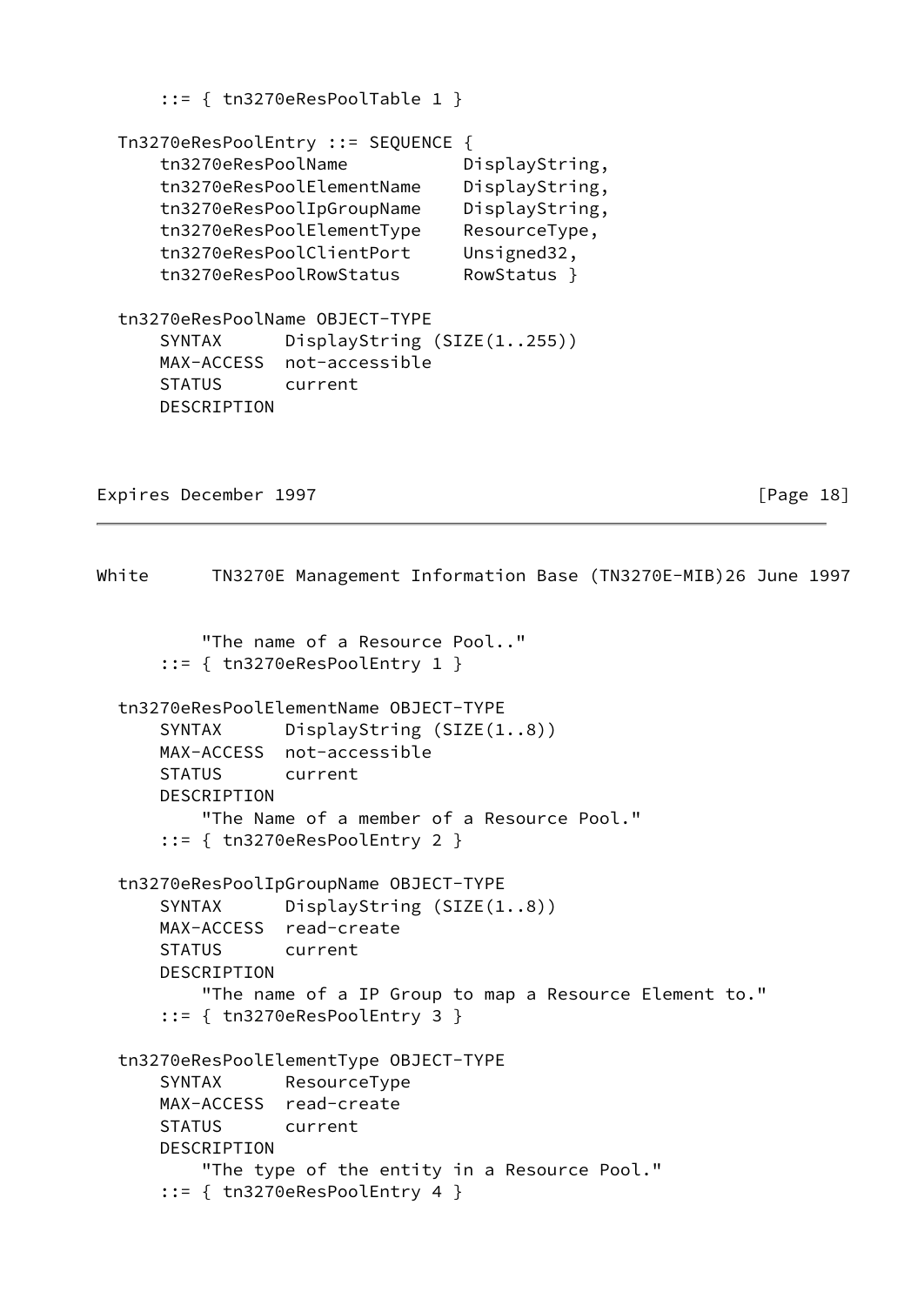```
      ::= { tn3270eResPoolTable 1 }

  Tn3270eResPoolEntry ::= SEQUENCE {
      tn3270eResPoolName           DisplayString,
      tn3270eResPoolElementName    DisplayString,
      tn3270eResPoolIpGroupName    DisplayString,
      tn3270eResPoolElementType    ResourceType,
      tn3270eResPoolClientPort     Unsigned32,
      tn3270eResPoolRowStatus      RowStatus }

  tn3270eResPoolName OBJECT-TYPE
      SYNTAX      DisplayString (SIZE(1..255))
      MAX-ACCESS  not-accessible
      STATUS      current
      DESCRIPTION
          "The name of a Resource Pool.."
      ::= { tn3270eResPoolEntry 1 }

  tn3270eResPoolElementName OBJECT-TYPE
      SYNTAX      DisplayString (SIZE(1..8))
      MAX-ACCESS  not-accessible
      STATUS      current
      DESCRIPTION
          "The Name of a member of a Resource Pool."
      ::= { tn3270eResPoolEntry 2 }

  tn3270eResPoolIpGroupName OBJECT-TYPE
      SYNTAX      DisplayString (SIZE(1..8))
      MAX-ACCESS  read-create
      STATUS      current
      DESCRIPTION
          "The name of a IP Group to map a Resource Element to."
      ::= { tn3270eResPoolEntry 3 }

  tn3270eResPoolElementType OBJECT-TYPE
      SYNTAX      ResourceType
      MAX-ACCESS  read-create
      STATUS      current
      DESCRIPTION
          "The type of the entity in a Resource Pool."
      ::= { tn3270eResPoolEntry 4 }
```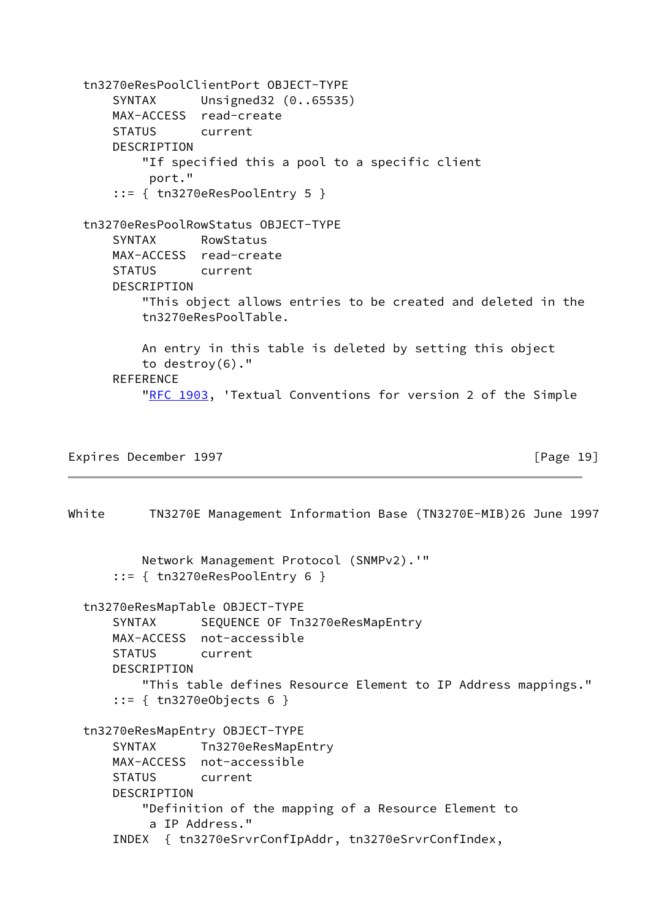```
  tn3270eResPoolClientPort OBJECT-TYPE
      SYNTAX      Unsigned32 (0..65535)
      MAX-ACCESS  read-create
      STATUS      current
      DESCRIPTION
          "If specified this a pool to a specific client
           port."
      ::= { tn3270eResPoolEntry 5 }

  tn3270eResPoolRowStatus OBJECT-TYPE
      SYNTAX      RowStatus
      MAX-ACCESS  read-create
      STATUS      current
      DESCRIPTION
          "This object allows entries to be created and deleted in the
          tn3270eResPoolTable.

          An entry in this table is deleted by setting this object
          to destroy(6)."
      REFERENCE
          "RFC 1903, 'Textual Conventions for version 2 of the Simple
          Network Management Protocol (SNMPv2).'"
      ::= { tn3270eResPoolEntry 6 }

  tn3270eResMapTable OBJECT-TYPE
      SYNTAX      SEQUENCE OF Tn3270eResMapEntry
      MAX-ACCESS  not-accessible
      STATUS      current
      DESCRIPTION
          "This table defines Resource Element to IP Address mappings."
      ::= { tn3270eObjects 6 }

  tn3270eResMapEntry OBJECT-TYPE
      SYNTAX      Tn3270eResMapEntry
      MAX-ACCESS  not-accessible
      STATUS      current
      DESCRIPTION
          "Definition of the mapping of a Resource Element to
           a IP Address."
      INDEX  { tn3270eSrvrConfIpAddr, tn3270eSrvrConfIndex,
```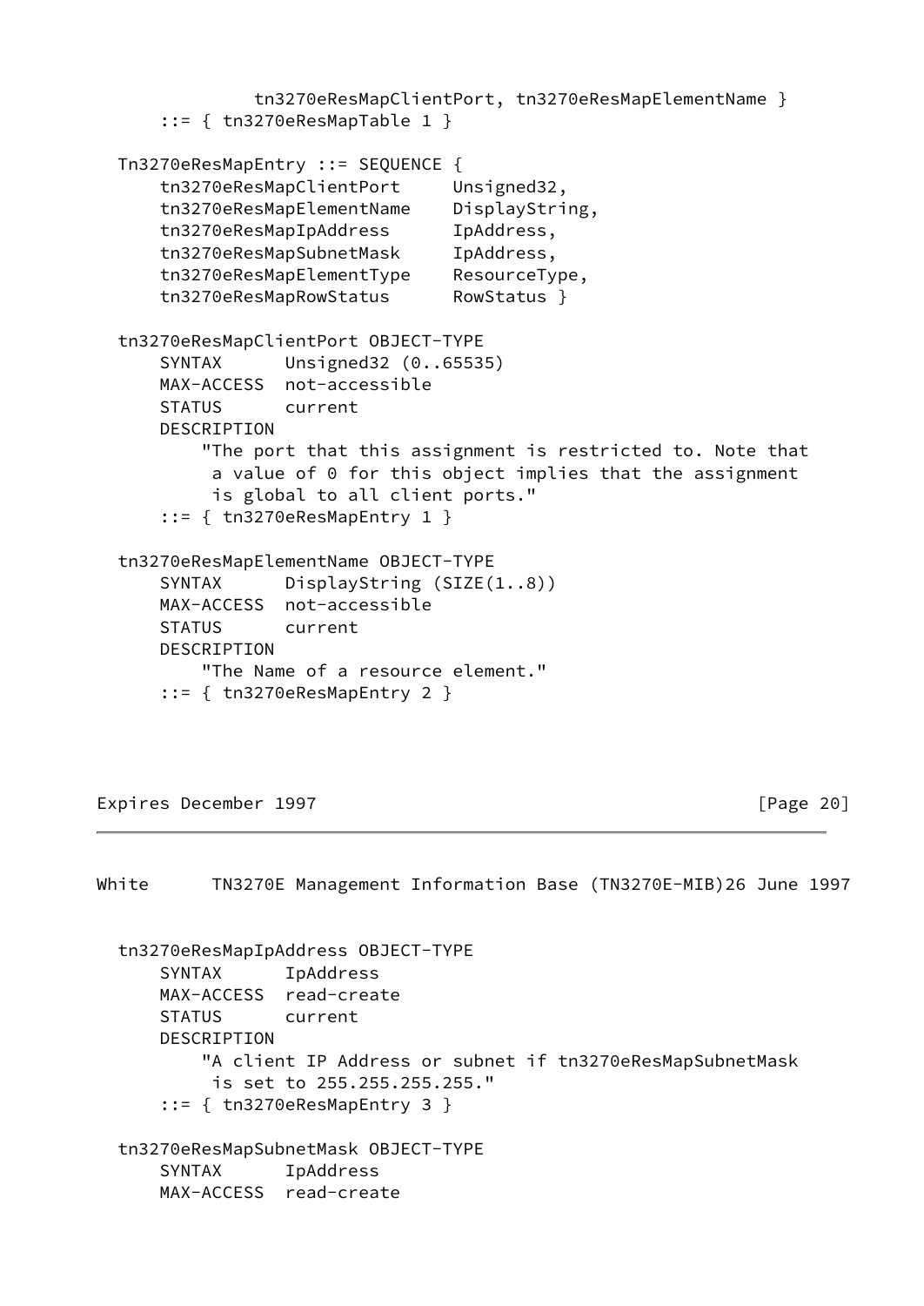```
                tn3270eResMapClientPort, tn3270eResMapElementName }
        ::= { tn3270eResMapTable 1 }

    Tn3270eResMapEntry ::= SEQUENCE {
        tn3270eResMapClientPort     Unsigned32,
        tn3270eResMapElementName    DisplayString,
        tn3270eResMapIpAddress      IpAddress,
        tn3270eResMapSubnetMask     IpAddress,
        tn3270eResMapElementType    ResourceType,
        tn3270eResMapRowStatus      RowStatus }

    tn3270eResMapClientPort OBJECT-TYPE
        SYNTAX      Unsigned32 (0..65535)
        MAX-ACCESS  not-accessible
        STATUS      current
        DESCRIPTION
            "The port that this assignment is restricted to. Note that
             a value of 0 for this object implies that the assignment
             is global to all client ports."
        ::= { tn3270eResMapEntry 1 }

    tn3270eResMapElementName OBJECT-TYPE
        SYNTAX      DisplayString (SIZE(1..8))
        MAX-ACCESS  not-accessible
        STATUS      current
        DESCRIPTION
            "The Name of a resource element."
        ::= { tn3270eResMapEntry 2 }

    tn3270eResMapIpAddress OBJECT-TYPE
        SYNTAX      IpAddress
        MAX-ACCESS  read-create
        STATUS      current
        DESCRIPTION
            "A client IP Address or subnet if tn3270eResMapSubnetMask
             is set to 255.255.255.255."
        ::= { tn3270eResMapEntry 3 }

    tn3270eResMapSubnetMask OBJECT-TYPE
        SYNTAX      IpAddress
        MAX-ACCESS  read-create
```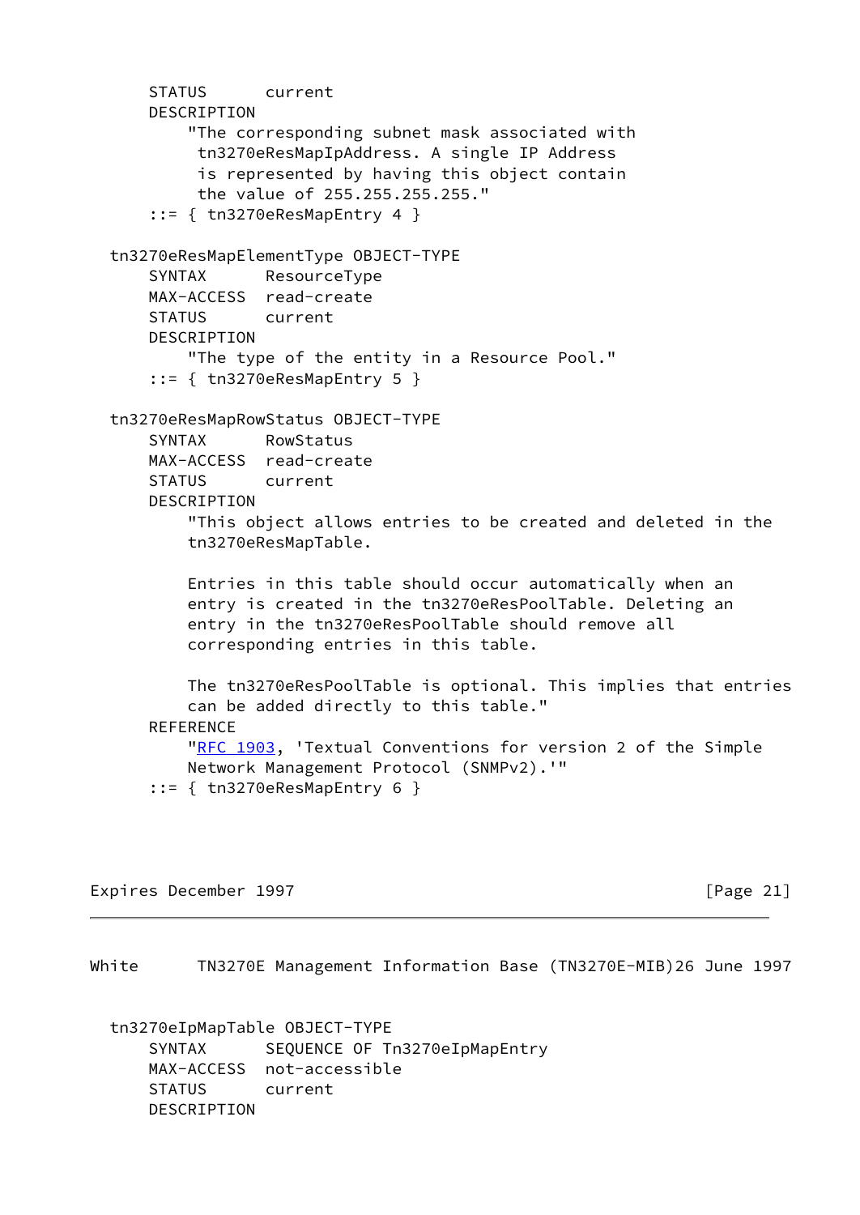```
      STATUS      current
      DESCRIPTION
          "The corresponding subnet mask associated with
           tn3270eResMapIpAddress. A single IP Address
           is represented by having this object contain
           the value of 255.255.255.255."
      ::= { tn3270eResMapEntry 4 }

  tn3270eResMapElementType OBJECT-TYPE
      SYNTAX      ResourceType
      MAX-ACCESS  read-create
      STATUS      current
      DESCRIPTION
          "The type of the entity in a Resource Pool."
      ::= { tn3270eResMapEntry 5 }

  tn3270eResMapRowStatus OBJECT-TYPE
      SYNTAX      RowStatus
      MAX-ACCESS  read-create
      STATUS      current
      DESCRIPTION
          "This object allows entries to be created and deleted in the
          tn3270eResMapTable.

          Entries in this table should occur automatically when an
          entry is created in the tn3270eResPoolTable. Deleting an
          entry in the tn3270eResPoolTable should remove all
          corresponding entries in this table.

          The tn3270eResPoolTable is optional. This implies that entries
          can be added directly to this table."
      REFERENCE
          "RFC 1903, 'Textual Conventions for version 2 of the Simple
          Network Management Protocol (SNMPv2).'"
      ::= { tn3270eResMapEntry 6 }

  tn3270eIpMapTable OBJECT-TYPE
      SYNTAX      SEQUENCE OF Tn3270eIpMapEntry
      MAX-ACCESS  not-accessible
      STATUS      current
      DESCRIPTION
```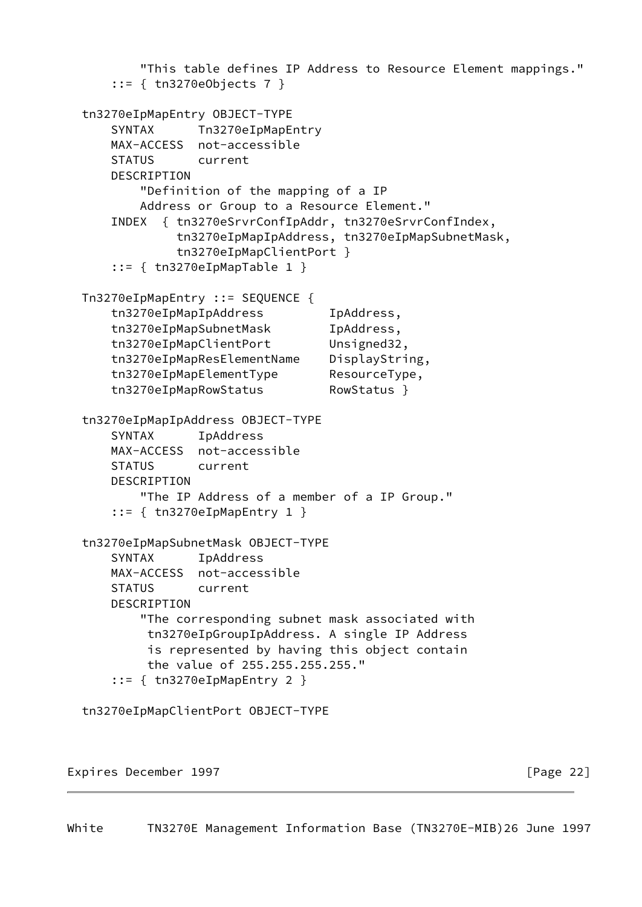```
            "This table defines IP Address to Resource Element mappings."
        ::= { tn3270eObjects 7 }

    tn3270eIpMapEntry OBJECT-TYPE
        SYNTAX      Tn3270eIpMapEntry
        MAX-ACCESS  not-accessible
        STATUS      current
        DESCRIPTION
            "Definition of the mapping of a IP
            Address or Group to a Resource Element."
        INDEX  { tn3270eSrvrConfIpAddr, tn3270eSrvrConfIndex,
                 tn3270eIpMapIpAddress, tn3270eIpMapSubnetMask,
                 tn3270eIpMapClientPort }
        ::= { tn3270eIpMapTable 1 }

    Tn3270eIpMapEntry ::= SEQUENCE {
        tn3270eIpMapIpAddress         IpAddress,
        tn3270eIpMapSubnetMask        IpAddress,
        tn3270eIpMapClientPort        Unsigned32,
        tn3270eIpMapResElementName    DisplayString,
        tn3270eIpMapElementType       ResourceType,
        tn3270eIpMapRowStatus         RowStatus }

    tn3270eIpMapIpAddress OBJECT-TYPE
        SYNTAX      IpAddress
        MAX-ACCESS  not-accessible
        STATUS      current
        DESCRIPTION
            "The IP Address of a member of a IP Group."
        ::= { tn3270eIpMapEntry 1 }

    tn3270eIpMapSubnetMask OBJECT-TYPE
        SYNTAX      IpAddress
        MAX-ACCESS  not-accessible
        STATUS      current
        DESCRIPTION
            "The corresponding subnet mask associated with
             tn3270eIpGroupIpAddress. A single IP Address
             is represented by having this object contain
             the value of 255.255.255.255."
        ::= { tn3270eIpMapEntry 2 }

    tn3270eIpMapClientPort OBJECT-TYPE
```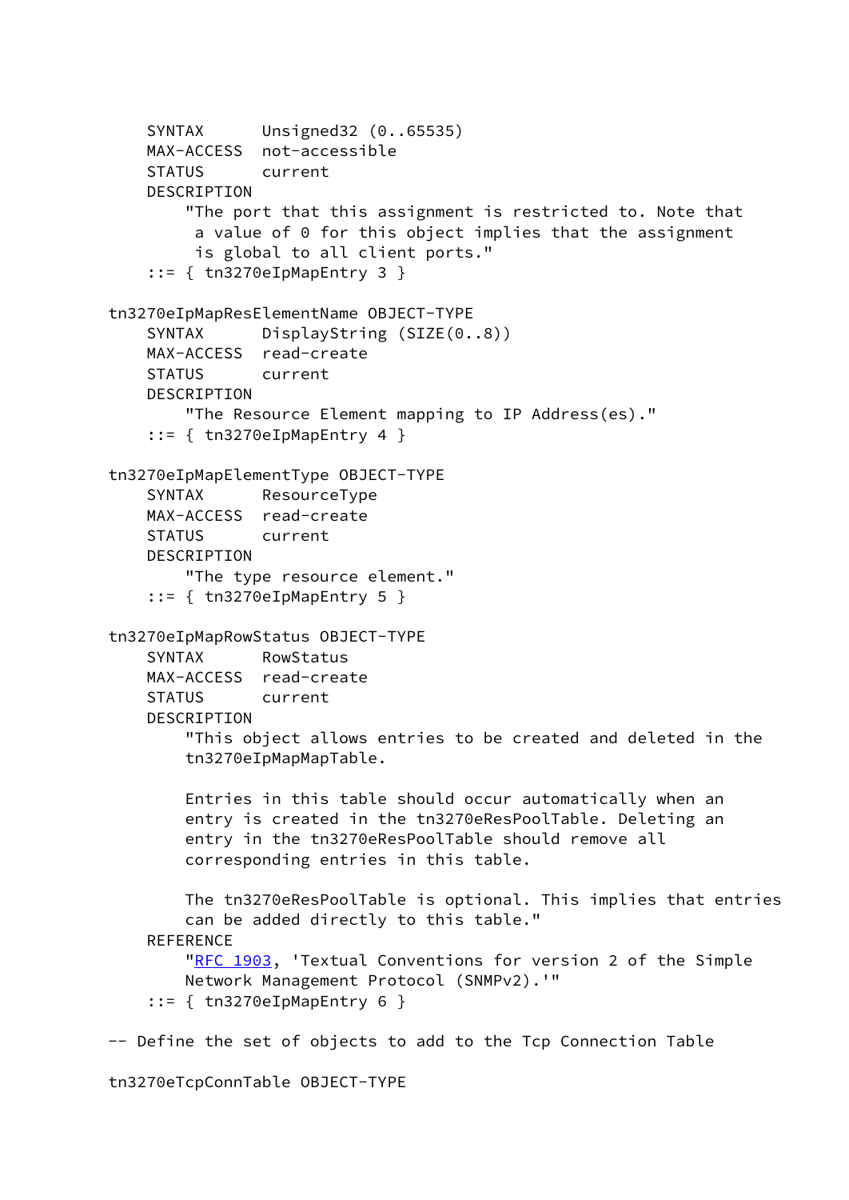```
    SYNTAX      Unsigned32 (0..65535)
    MAX-ACCESS  not-accessible
    STATUS      current
    DESCRIPTION
        "The port that this assignment is restricted to. Note that
         a value of 0 for this object implies that the assignment
         is global to all client ports."
    ::= { tn3270eIpMapEntry 3 }

tn3270eIpMapResElementName OBJECT-TYPE
    SYNTAX      DisplayString (SIZE(0..8))
    MAX-ACCESS  read-create
    STATUS      current
    DESCRIPTION
        "The Resource Element mapping to IP Address(es)."
    ::= { tn3270eIpMapEntry 4 }

tn3270eIpMapElementType OBJECT-TYPE
    SYNTAX      ResourceType
    MAX-ACCESS  read-create
    STATUS      current
    DESCRIPTION
        "The type resource element."
    ::= { tn3270eIpMapEntry 5 }

tn3270eIpMapRowStatus OBJECT-TYPE
    SYNTAX      RowStatus
    MAX-ACCESS  read-create
    STATUS      current
    DESCRIPTION
        "This object allows entries to be created and deleted in the
        tn3270eIpMapMapTable.

        Entries in this table should occur automatically when an
        entry is created in the tn3270eResPoolTable. Deleting an
        entry in the tn3270eResPoolTable should remove all
        corresponding entries in this table.

        The tn3270eResPoolTable is optional. This implies that entries
        can be added directly to this table."
    REFERENCE
        "RFC 1903, 'Textual Conventions for version 2 of the Simple
        Network Management Protocol (SNMPv2).'"
    ::= { tn3270eIpMapEntry 6 }

-- Define the set of objects to add to the Tcp Connection Table

tn3270eTcpConnTable OBJECT-TYPE
```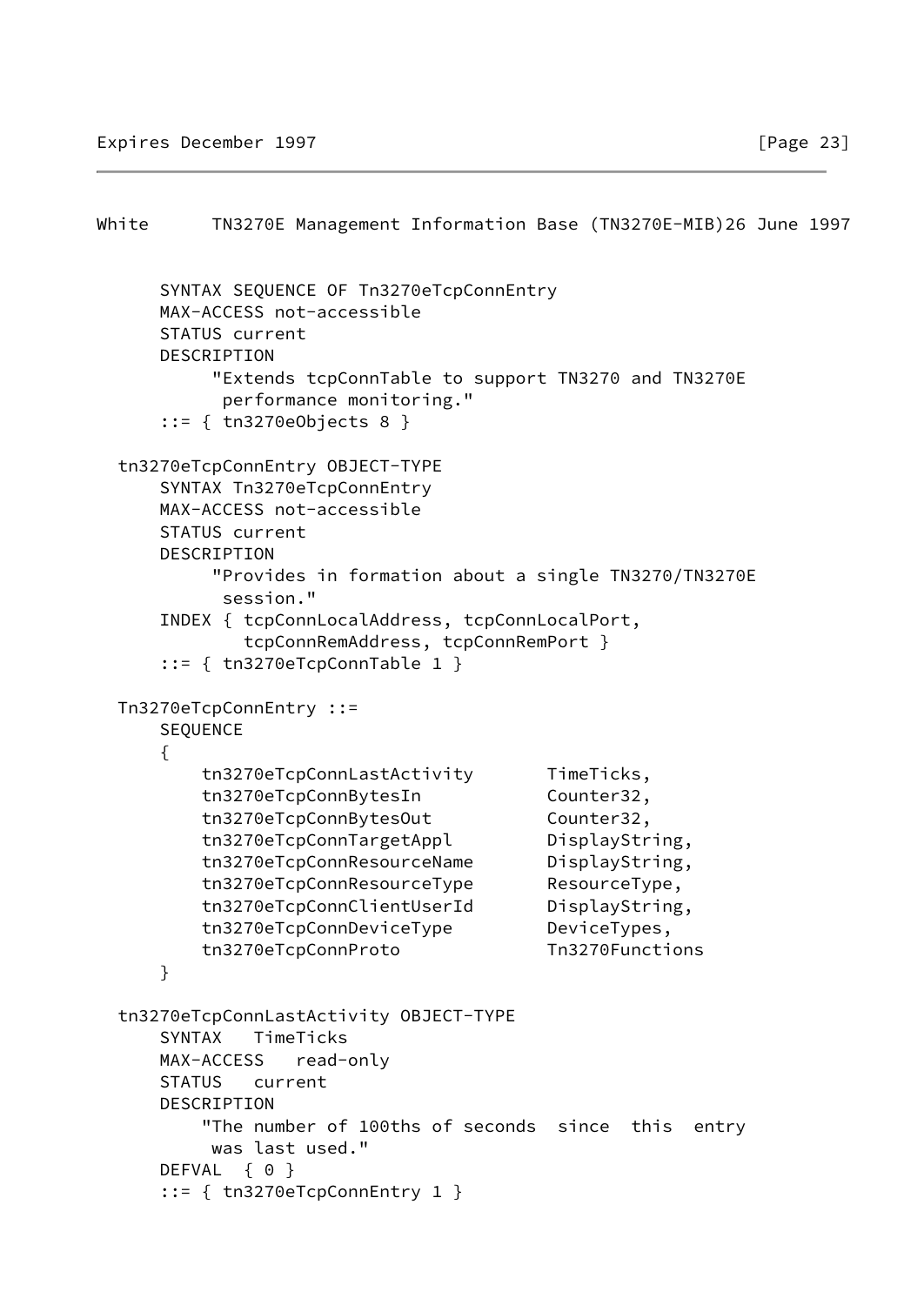```
      SYNTAX SEQUENCE OF Tn3270eTcpConnEntry
      MAX-ACCESS not-accessible
      STATUS current
      DESCRIPTION
           "Extends tcpConnTable to support TN3270 and TN3270E
            performance monitoring."
      ::= { tn3270eObjects 8 }

  tn3270eTcpConnEntry OBJECT-TYPE
      SYNTAX Tn3270eTcpConnEntry
      MAX-ACCESS not-accessible
      STATUS current
      DESCRIPTION
           "Provides in formation about a single TN3270/TN3270E
            session."
      INDEX { tcpConnLocalAddress, tcpConnLocalPort,
              tcpConnRemAddress, tcpConnRemPort }
      ::= { tn3270eTcpConnTable 1 }

  Tn3270eTcpConnEntry ::=
      SEQUENCE
      {
          tn3270eTcpConnLastActivity       TimeTicks,
          tn3270eTcpConnBytesIn            Counter32,
          tn3270eTcpConnBytesOut           Counter32,
          tn3270eTcpConnTargetAppl         DisplayString,
          tn3270eTcpConnResourceName       DisplayString,
          tn3270eTcpConnResourceType       ResourceType,
          tn3270eTcpConnClientUserId       DisplayString,
          tn3270eTcpConnDeviceType         DeviceTypes,
          tn3270eTcpConnProto              Tn3270Functions
      }

  tn3270eTcpConnLastActivity OBJECT-TYPE
      SYNTAX   TimeTicks
      MAX-ACCESS   read-only
      STATUS   current
      DESCRIPTION
          "The number of 100ths of seconds  since  this  entry
           was last used."
      DEFVAL  { 0 }
      ::= { tn3270eTcpConnEntry 1 }
```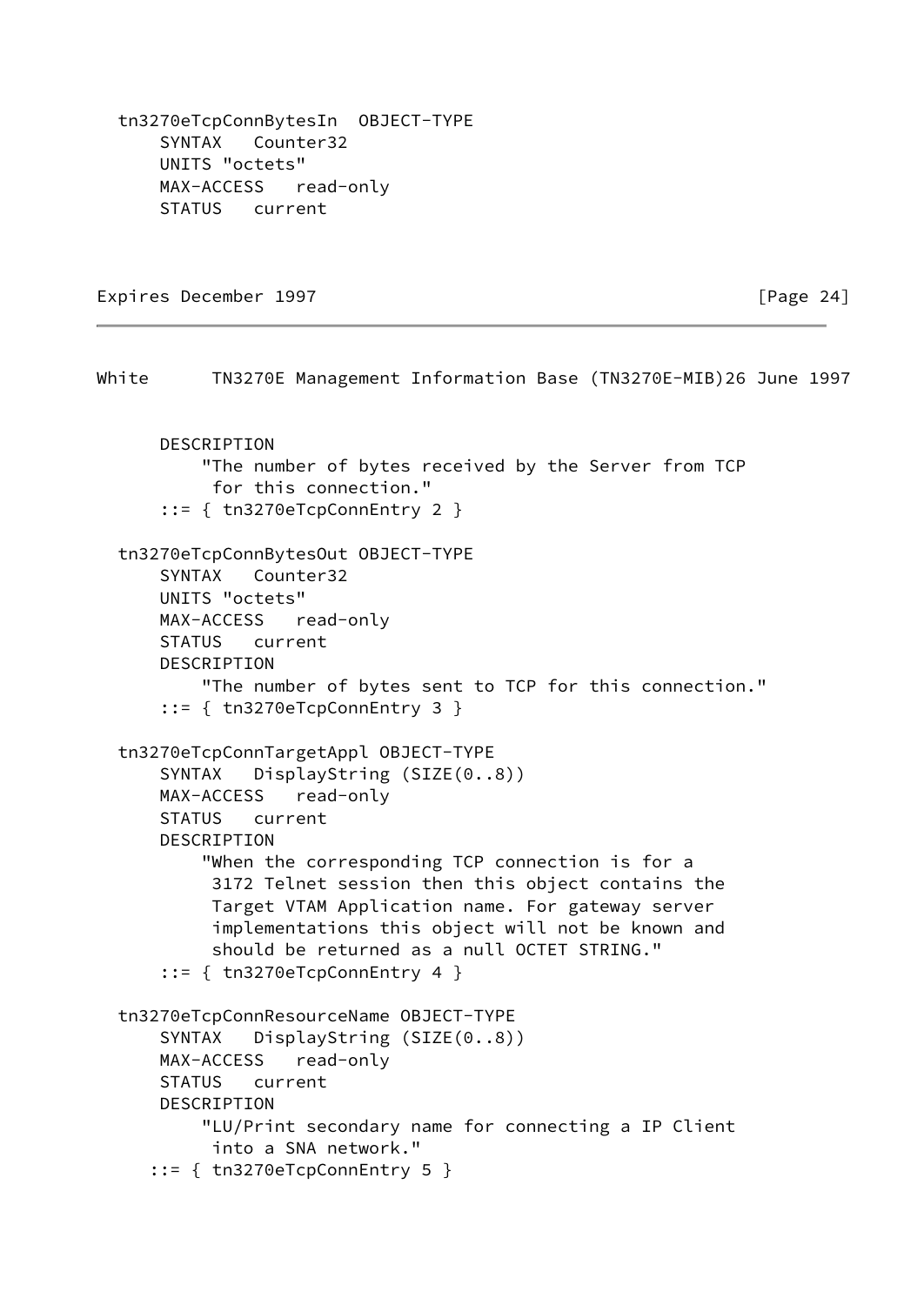```
  tn3270eTcpConnBytesIn  OBJECT-TYPE
      SYNTAX   Counter32
      UNITS "octets"
      MAX-ACCESS   read-only
      STATUS   current
      DESCRIPTION
          "The number of bytes received by the Server from TCP
           for this connection."
      ::= { tn3270eTcpConnEntry 2 }

  tn3270eTcpConnBytesOut OBJECT-TYPE
      SYNTAX   Counter32
      UNITS "octets"
      MAX-ACCESS   read-only
      STATUS   current
      DESCRIPTION
          "The number of bytes sent to TCP for this connection."
      ::= { tn3270eTcpConnEntry 3 }

  tn3270eTcpConnTargetAppl OBJECT-TYPE
      SYNTAX   DisplayString (SIZE(0..8))
      MAX-ACCESS   read-only
      STATUS   current
      DESCRIPTION
          "When the corresponding TCP connection is for a
           3172 Telnet session then this object contains the
           Target VTAM Application name. For gateway server
           implementations this object will not be known and
           should be returned as a null OCTET STRING."
      ::= { tn3270eTcpConnEntry 4 }

  tn3270eTcpConnResourceName OBJECT-TYPE
      SYNTAX   DisplayString (SIZE(0..8))
      MAX-ACCESS   read-only
      STATUS   current
      DESCRIPTION
          "LU/Print secondary name for connecting a IP Client
           into a SNA network."
     ::= { tn3270eTcpConnEntry 5 }
```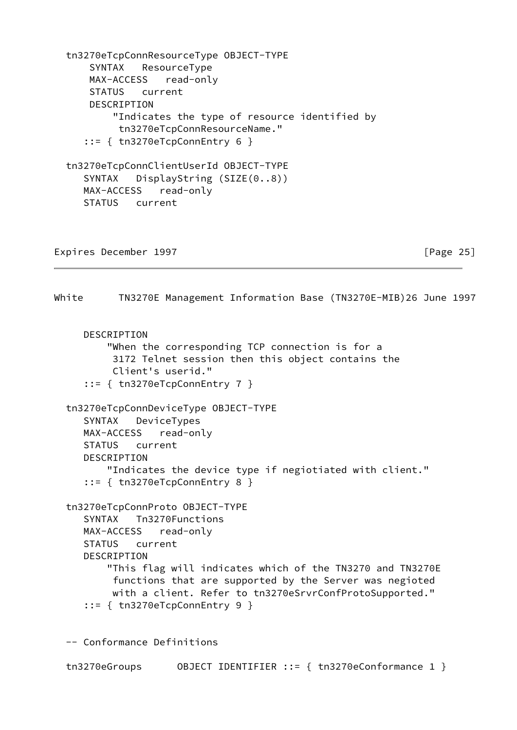```
  tn3270eTcpConnResourceType OBJECT-TYPE
      SYNTAX   ResourceType
      MAX-ACCESS   read-only
      STATUS   current
      DESCRIPTION
          "Indicates the type of resource identified by
           tn3270eTcpConnResourceName."
     ::= { tn3270eTcpConnEntry 6 }

  tn3270eTcpConnClientUserId OBJECT-TYPE
     SYNTAX   DisplayString (SIZE(0..8))
     MAX-ACCESS   read-only
     STATUS   current
     DESCRIPTION
         "When the corresponding TCP connection is for a
          3172 Telnet session then this object contains the
          Client's userid."
     ::= { tn3270eTcpConnEntry 7 }

  tn3270eTcpConnDeviceType OBJECT-TYPE
     SYNTAX   DeviceTypes
     MAX-ACCESS   read-only
     STATUS   current
     DESCRIPTION
         "Indicates the device type if negiotiated with client."
     ::= { tn3270eTcpConnEntry 8 }

  tn3270eTcpConnProto OBJECT-TYPE
     SYNTAX   Tn3270Functions
     MAX-ACCESS   read-only
     STATUS   current
     DESCRIPTION
         "This flag will indicates which of the TN3270 and TN3270E
          functions that are supported by the Server was negioted
          with a client. Refer to tn3270eSrvrConfProtoSupported."
     ::= { tn3270eTcpConnEntry 9 }


  -- Conformance Definitions

  tn3270eGroups      OBJECT IDENTIFIER ::= { tn3270eConformance 1 }
```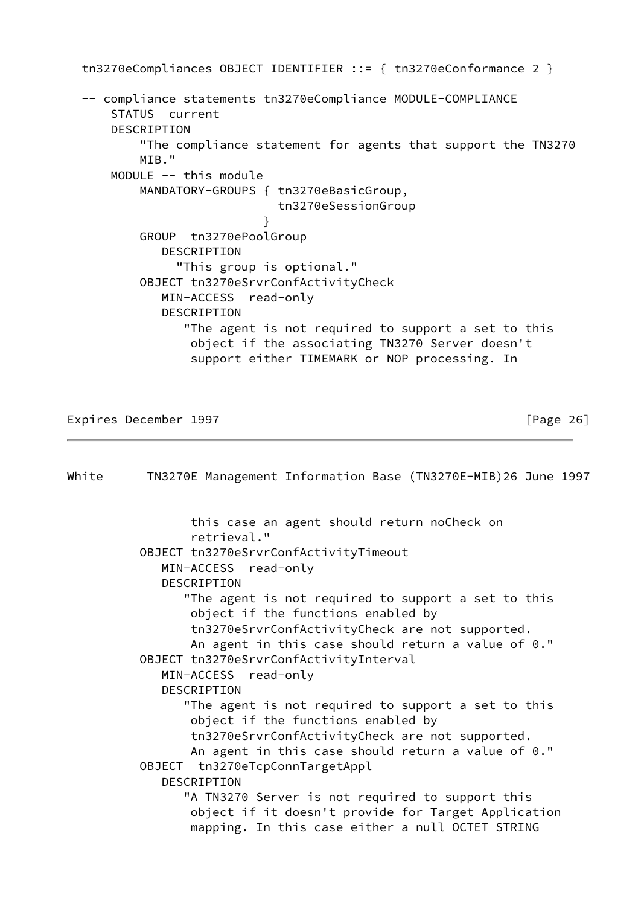```
tn3270eCompliances OBJECT IDENTIFIER ::= { tn3270eConformance 2 }

-- compliance statements tn3270eCompliance MODULE-COMPLIANCE
    STATUS  current
    DESCRIPTION
        "The compliance statement for agents that support the TN3270
        MIB."
    MODULE -- this module
        MANDATORY-GROUPS { tn3270eBasicGroup,
                           tn3270eSessionGroup
                         }
        GROUP  tn3270ePoolGroup
           DESCRIPTION
             "This group is optional."
        OBJECT tn3270eSrvrConfActivityCheck
           MIN-ACCESS  read-only
           DESCRIPTION
              "The agent is not required to support a set to this
               object if the associating TN3270 Server doesn't
               support either TIMEMARK or NOP processing. In
               this case an agent should return noCheck on
               retrieval."
        OBJECT tn3270eSrvrConfActivityTimeout
           MIN-ACCESS  read-only
           DESCRIPTION
              "The agent is not required to support a set to this
               object if the functions enabled by
               tn3270eSrvrConfActivityCheck are not supported.
               An agent in this case should return a value of 0."
        OBJECT tn3270eSrvrConfActivityInterval
           MIN-ACCESS  read-only
           DESCRIPTION
              "The agent is not required to support a set to this
               object if the functions enabled by
               tn3270eSrvrConfActivityCheck are not supported.
               An agent in this case should return a value of 0."
        OBJECT  tn3270eTcpConnTargetAppl
           DESCRIPTION
              "A TN3270 Server is not required to support this
               object if it doesn't provide for Target Application
               mapping. In this case either a null OCTET STRING
```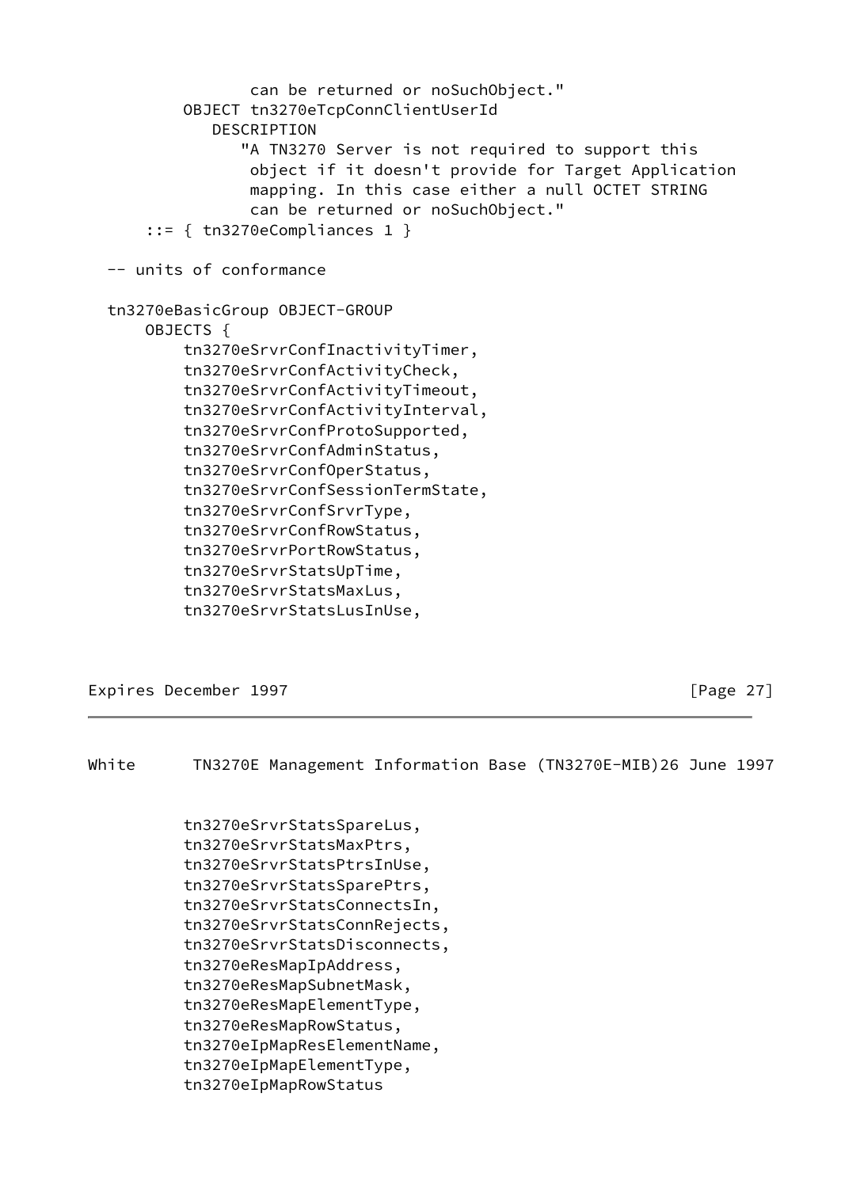```
                can be returned or noSuchObject."
         OBJECT tn3270eTcpConnClientUserId
            DESCRIPTION
               "A TN3270 Server is not required to support this
                object if it doesn't provide for Target Application
                mapping. In this case either a null OCTET STRING
                can be returned or noSuchObject."
     ::= { tn3270eCompliances 1 }

 -- units of conformance

 tn3270eBasicGroup OBJECT-GROUP
     OBJECTS {
         tn3270eSrvrConfInactivityTimer,
         tn3270eSrvrConfActivityCheck,
         tn3270eSrvrConfActivityTimeout,
         tn3270eSrvrConfActivityInterval,
         tn3270eSrvrConfProtoSupported,
         tn3270eSrvrConfAdminStatus,
         tn3270eSrvrConfOperStatus,
         tn3270eSrvrConfSessionTermState,
         tn3270eSrvrConfSrvrType,
         tn3270eSrvrConfRowStatus,
         tn3270eSrvrPortRowStatus,
         tn3270eSrvrStatsUpTime,
         tn3270eSrvrStatsMaxLus,
         tn3270eSrvrStatsLusInUse,
         tn3270eSrvrStatsSpareLus,
         tn3270eSrvrStatsMaxPtrs,
         tn3270eSrvrStatsPtrsInUse,
         tn3270eSrvrStatsSparePtrs,
         tn3270eSrvrStatsConnectsIn,
         tn3270eSrvrStatsConnRejects,
         tn3270eSrvrStatsDisconnects,
         tn3270eResMapIpAddress,
         tn3270eResMapSubnetMask,
         tn3270eResMapElementType,
         tn3270eResMapRowStatus,
         tn3270eIpMapResElementName,
         tn3270eIpMapElementType,
         tn3270eIpMapRowStatus
```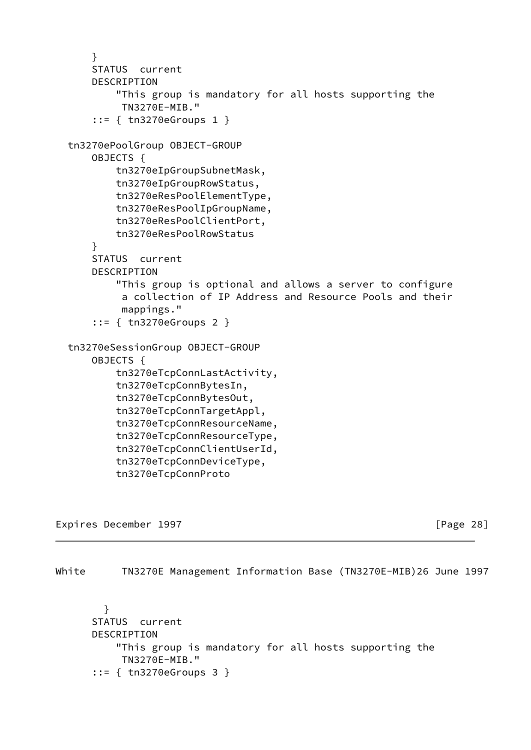```
      }
      STATUS  current
      DESCRIPTION
          "This group is mandatory for all hosts supporting the
           TN3270E-MIB."
      ::= { tn3270eGroups 1 }

  tn3270ePoolGroup OBJECT-GROUP
      OBJECTS {
          tn3270eIpGroupSubnetMask,
          tn3270eIpGroupRowStatus,
          tn3270eResPoolElementType,
          tn3270eResPoolIpGroupName,
          tn3270eResPoolClientPort,
          tn3270eResPoolRowStatus
      }
      STATUS  current
      DESCRIPTION
          "This group is optional and allows a server to configure
           a collection of IP Address and Resource Pools and their
           mappings."
      ::= { tn3270eGroups 2 }

  tn3270eSessionGroup OBJECT-GROUP
      OBJECTS {
          tn3270eTcpConnLastActivity,
          tn3270eTcpConnBytesIn,
          tn3270eTcpConnBytesOut,
          tn3270eTcpConnTargetAppl,
          tn3270eTcpConnResourceName,
          tn3270eTcpConnResourceType,
          tn3270eTcpConnClientUserId,
          tn3270eTcpConnDeviceType,
          tn3270eTcpConnProto
        }
      STATUS  current
      DESCRIPTION
          "This group is mandatory for all hosts supporting the
           TN3270E-MIB."
      ::= { tn3270eGroups 3 }
```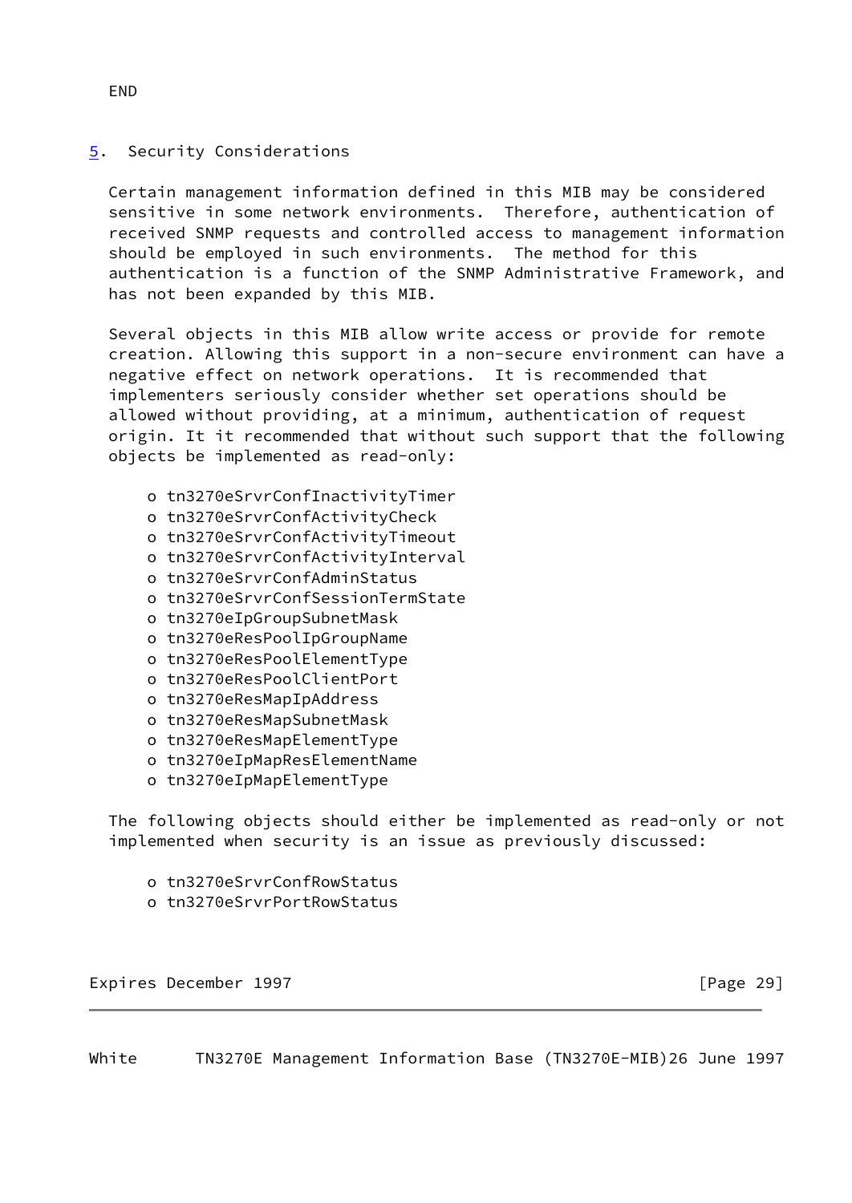END

## 5. Security Considerations

Certain management information defined in this MIB may be considered sensitive in some network environments. Therefore, authentication of received SNMP requests and controlled access to management information should be employed in such environments. The method for this authentication is a function of the SNMP Administrative Framework, and has not been expanded by this MIB.

Several objects in this MIB allow write access or provide for remote creation. Allowing this support in a non-secure environment can have a negative effect on network operations. It is recommended that implementers seriously consider whether set operations should be allowed without providing, at a minimum, authentication of request origin. It it recommended that without such support that the following objects be implemented as read-only:

- tn3270eSrvrConfInactivityTimer
- tn3270eSrvrConfActivityCheck
- tn3270eSrvrConfActivityTimeout
- tn3270eSrvrConfActivityInterval
- tn3270eSrvrConfAdminStatus
- tn3270eSrvrConfSessionTermState
- tn3270eIpGroupSubnetMask
- tn3270eResPoolIpGroupName
- tn3270eResPoolElementType
- tn3270eResPoolClientPort
- tn3270eResMapIpAddress
- tn3270eResMapSubnetMask
- tn3270eResMapElementType
- tn3270eIpMapResElementName
- tn3270eIpMapElementType

The following objects should either be implemented as read-only or not implemented when security is an issue as previously discussed:

- tn3270eSrvrConfRowStatus
- tn3270eSrvrPortRowStatus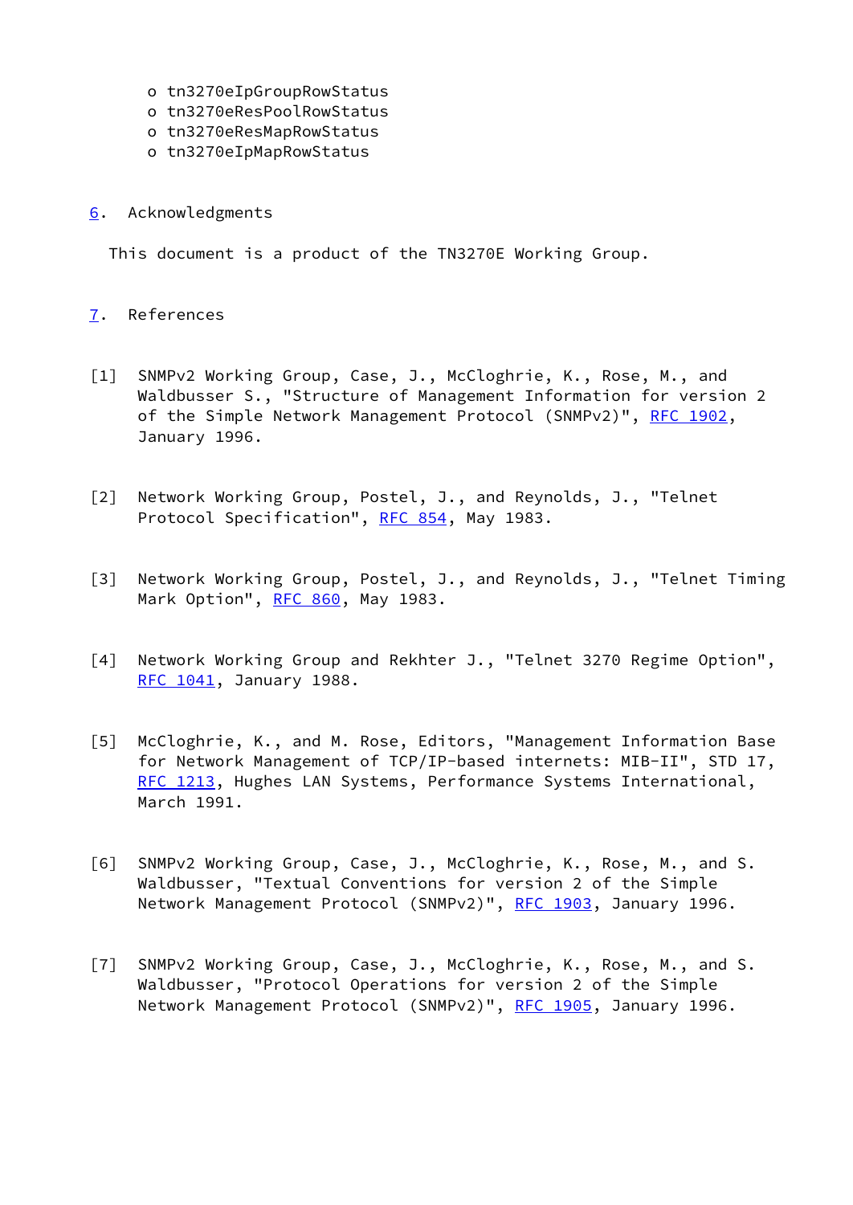- o tn3270eIpGroupRowStatus
- o tn3270eResPoolRowStatus
- o tn3270eResMapRowStatus
- o tn3270eIpMapRowStatus

## 6. Acknowledgments

This document is a product of the TN3270E Working Group.

## 7. References

[1] SNMPv2 Working Group, Case, J., McCloghrie, K., Rose, M., and Waldbusser S., "Structure of Management Information for version 2 of the Simple Network Management Protocol (SNMPv2)", RFC 1902, January 1996.

[2] Network Working Group, Postel, J., and Reynolds, J., "Telnet Protocol Specification", RFC 854, May 1983.

[3] Network Working Group, Postel, J., and Reynolds, J., "Telnet Timing Mark Option", RFC 860, May 1983.

[4] Network Working Group and Rekhter J., "Telnet 3270 Regime Option", RFC 1041, January 1988.

[5] McCloghrie, K., and M. Rose, Editors, "Management Information Base for Network Management of TCP/IP-based internets: MIB-II", STD 17, RFC 1213, Hughes LAN Systems, Performance Systems International, March 1991.

[6] SNMPv2 Working Group, Case, J., McCloghrie, K., Rose, M., and S. Waldbusser, "Textual Conventions for version 2 of the Simple Network Management Protocol (SNMPv2)", RFC 1903, January 1996.

[7] SNMPv2 Working Group, Case, J., McCloghrie, K., Rose, M., and S. Waldbusser, "Protocol Operations for version 2 of the Simple Network Management Protocol (SNMPv2)", RFC 1905, January 1996.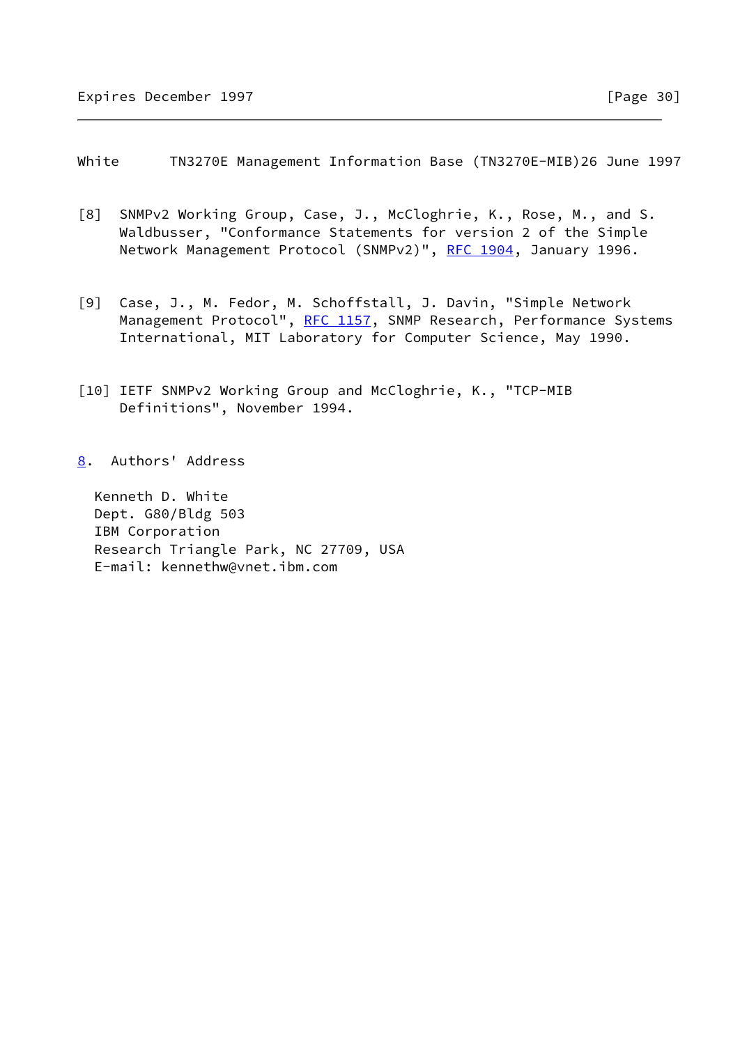[8] SNMPv2 Working Group, Case, J., McCloghrie, K., Rose, M., and S. Waldbusser, "Conformance Statements for version 2 of the Simple Network Management Protocol (SNMPv2)", RFC 1904, January 1996.

[9] Case, J., M. Fedor, M. Schoffstall, J. Davin, "Simple Network Management Protocol", RFC 1157, SNMP Research, Performance Systems International, MIT Laboratory for Computer Science, May 1990.

[10] IETF SNMPv2 Working Group and McCloghrie, K., "TCP-MIB Definitions", November 1994.

## 8. Authors' Address

Kenneth D. White
Dept. G80/Bldg 503
IBM Corporation
Research Triangle Park, NC 27709, USA
E-mail: kennethw@vnet.ibm.com